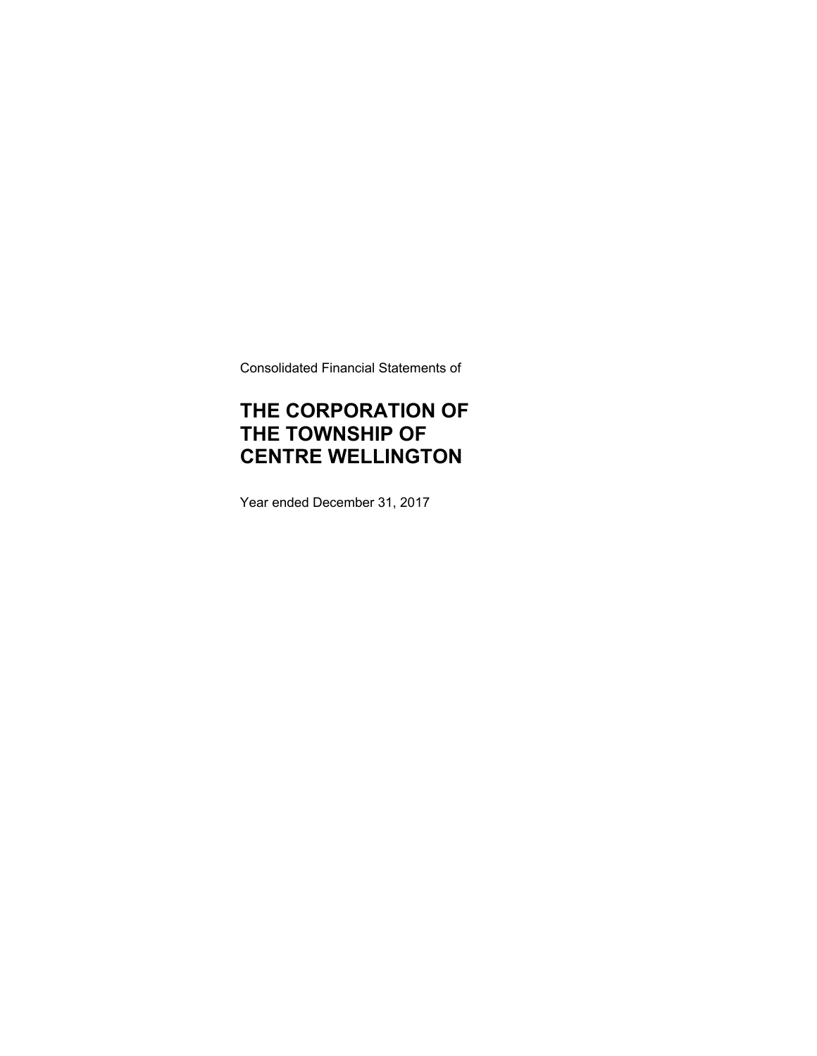Consolidated Financial Statements of

# THE CORPORATION OF THE TOWNSHIP OF CENTRE WELLINGTON

Year ended December 31, 2017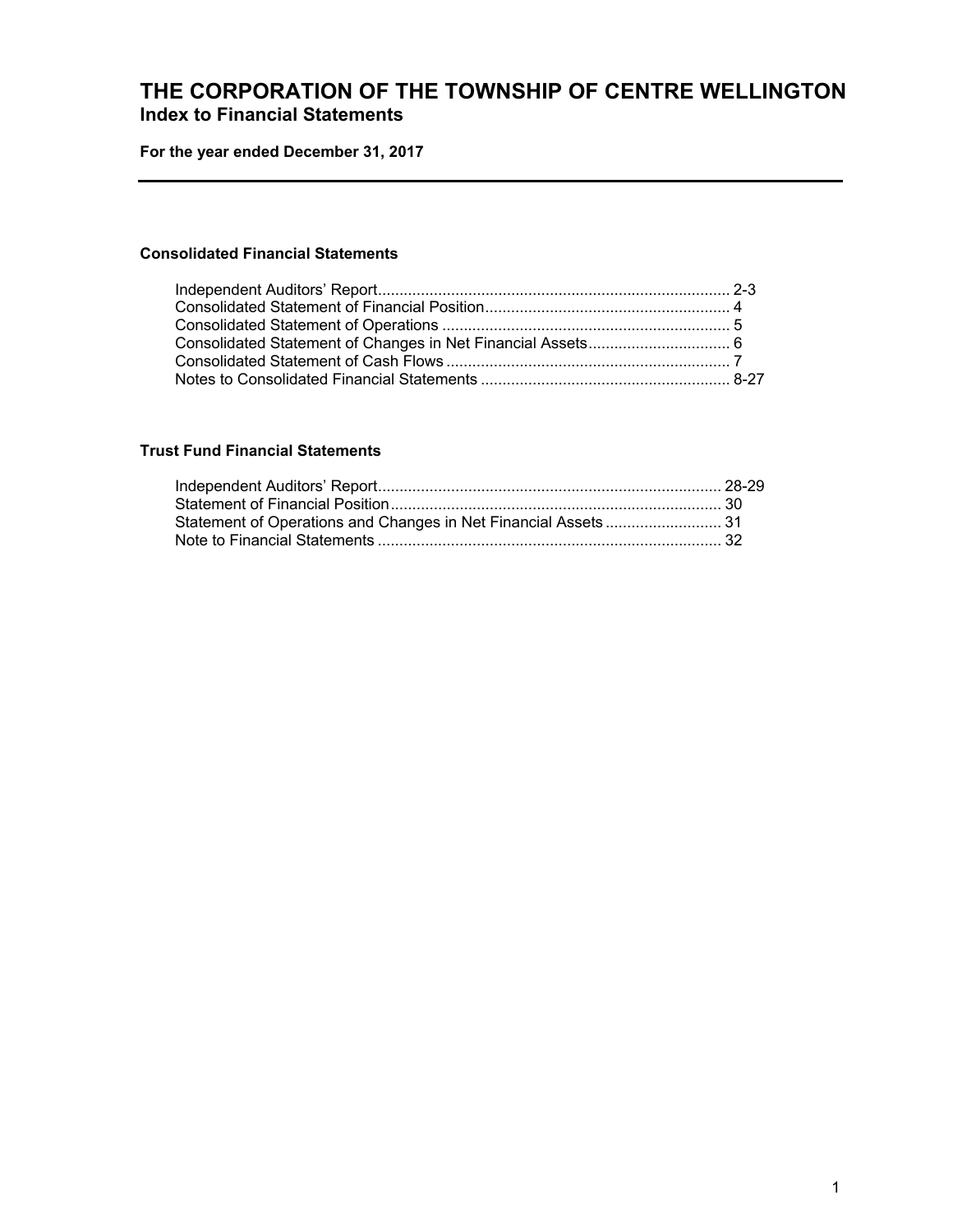# THE CORPORATION OF THE TOWNSHIP OF CENTRE WELLINGTON

## Index to Financial Statements

**For the year ended December 31, 2017**

---

### Consolidated Financial Statements

| | |
|---|---|
| Independent Auditors' Report | 2-3 |
| Consolidated Statement of Financial Position | 4 |
| Consolidated Statement of Operations | 5 |
| Consolidated Statement of Changes in Net Financial Assets | 6 |
| Consolidated Statement of Cash Flows | 7 |
| Notes to Consolidated Financial Statements | 8-27 |

### Trust Fund Financial Statements

| | |
|---|---|
| Independent Auditors' Report | 28-29 |
| Statement of Financial Position | 30 |
| Statement of Operations and Changes in Net Financial Assets | 31 |
| Note to Financial Statements | 32 |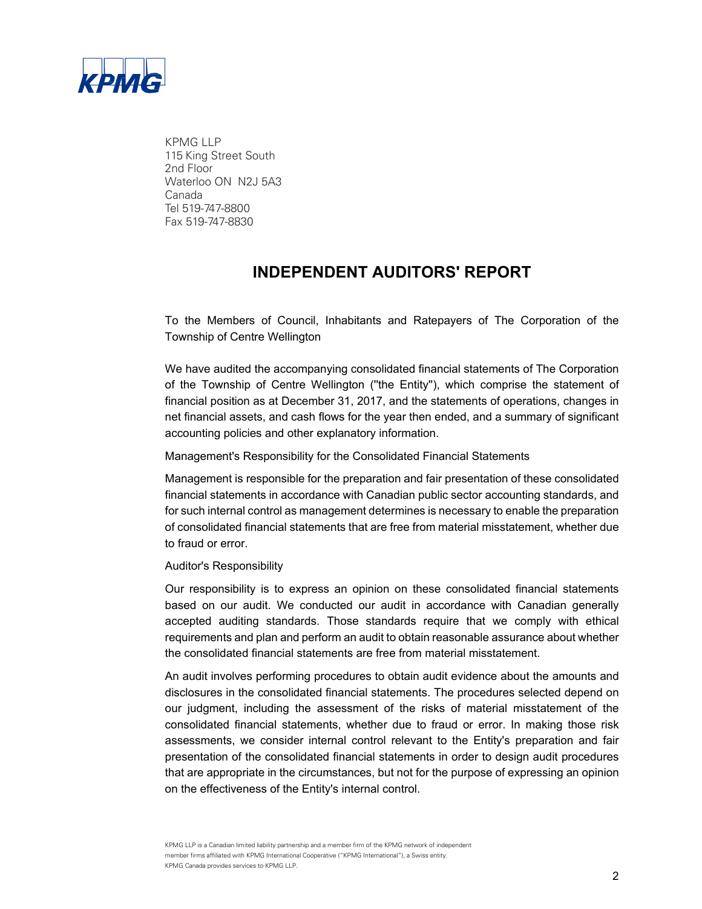KPMG

KPMG LLP
115 King Street South
2nd Floor
Waterloo ON N2J 5A3
Canada
Tel 519-747-8800
Fax 519-747-8830

# INDEPENDENT AUDITORS' REPORT

To the Members of Council, Inhabitants and Ratepayers of The Corporation of the Township of Centre Wellington

We have audited the accompanying consolidated financial statements of The Corporation of the Township of Centre Wellington ("the Entity"), which comprise the statement of financial position as at December 31, 2017, and the statements of operations, changes in net financial assets, and cash flows for the year then ended, and a summary of significant accounting policies and other explanatory information.

Management's Responsibility for the Consolidated Financial Statements

Management is responsible for the preparation and fair presentation of these consolidated financial statements in accordance with Canadian public sector accounting standards, and for such internal control as management determines is necessary to enable the preparation of consolidated financial statements that are free from material misstatement, whether due to fraud or error.

Auditor's Responsibility

Our responsibility is to express an opinion on these consolidated financial statements based on our audit. We conducted our audit in accordance with Canadian generally accepted auditing standards. Those standards require that we comply with ethical requirements and plan and perform an audit to obtain reasonable assurance about whether the consolidated financial statements are free from material misstatement.

An audit involves performing procedures to obtain audit evidence about the amounts and disclosures in the consolidated financial statements. The procedures selected depend on our judgment, including the assessment of the risks of material misstatement of the consolidated financial statements, whether due to fraud or error. In making those risk assessments, we consider internal control relevant to the Entity's preparation and fair presentation of the consolidated financial statements in order to design audit procedures that are appropriate in the circumstances, but not for the purpose of expressing an opinion on the effectiveness of the Entity's internal control.

KPMG LLP is a Canadian limited liability partnership and a member firm of the KPMG network of independent member firms affiliated with KPMG International Cooperative ("KPMG International"), a Swiss entity. KPMG Canada provides services to KPMG LLP.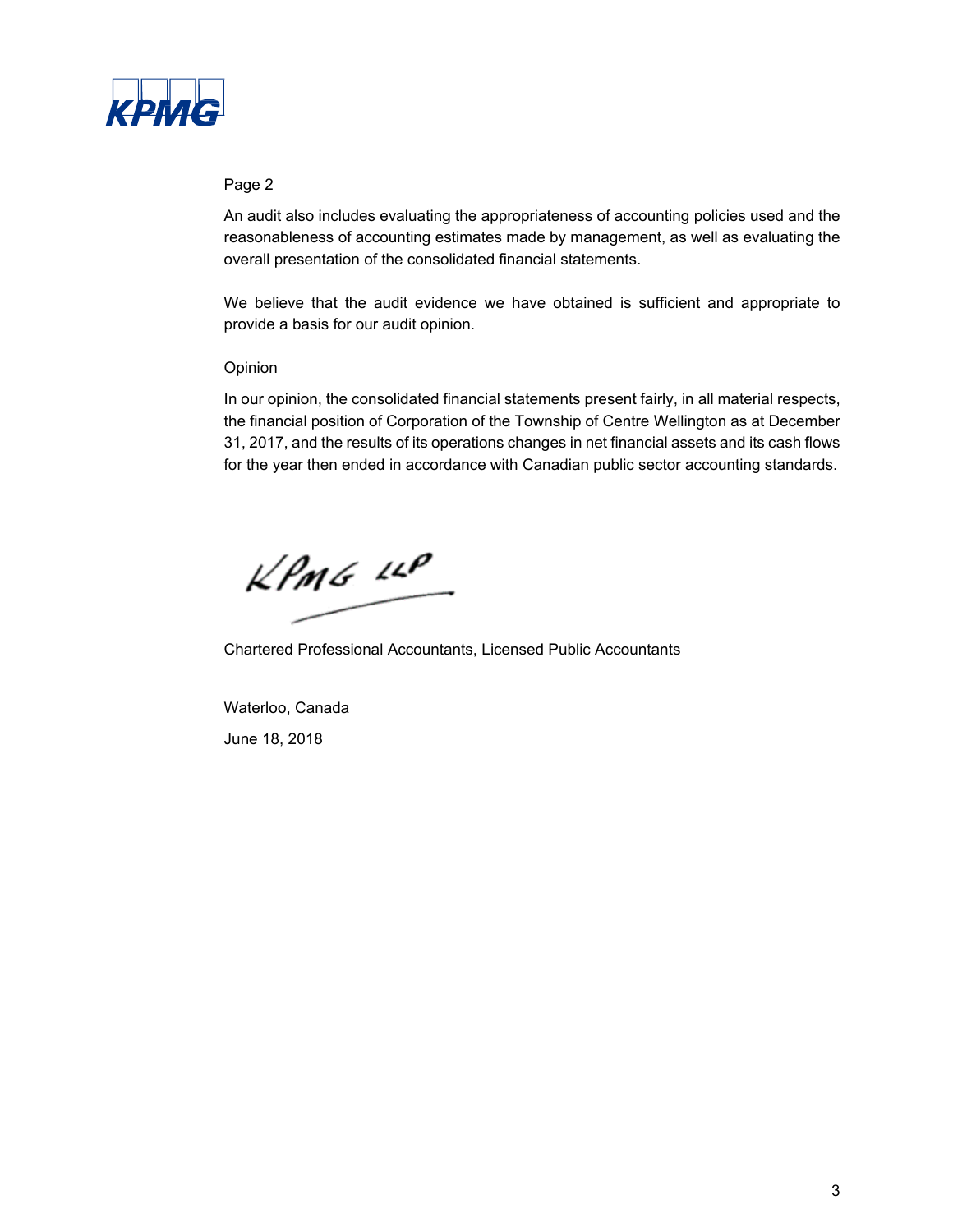Page 2

An audit also includes evaluating the appropriateness of accounting policies used and the reasonableness of accounting estimates made by management, as well as evaluating the overall presentation of the consolidated financial statements.

We believe that the audit evidence we have obtained is sufficient and appropriate to provide a basis for our audit opinion.

Opinion

In our opinion, the consolidated financial statements present fairly, in all material respects, the financial position of Corporation of the Township of Centre Wellington as at December 31, 2017, and the results of its operations changes in net financial assets and its cash flows for the year then ended in accordance with Canadian public sector accounting standards.

KPMG LLP

Chartered Professional Accountants, Licensed Public Accountants

Waterloo, Canada

June 18, 2018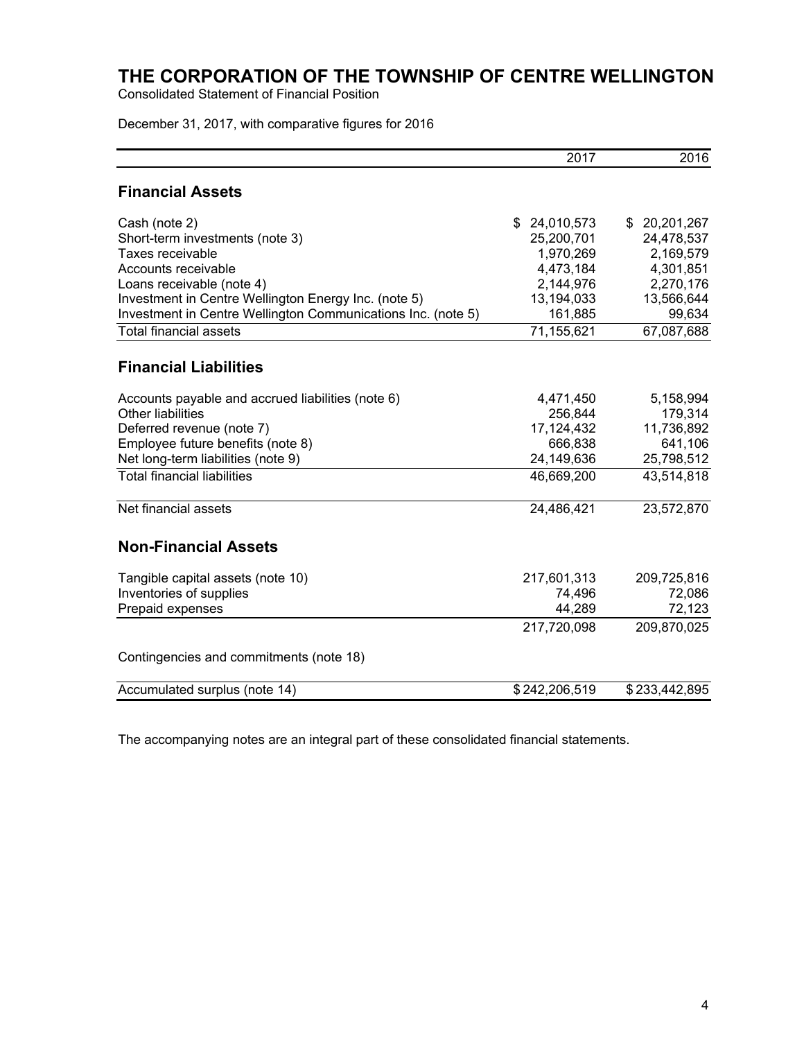# THE CORPORATION OF THE TOWNSHIP OF CENTRE WELLINGTON

Consolidated Statement of Financial Position

December 31, 2017, with comparative figures for 2016

| | 2017 | 2016 |
|---|---:|---:|
| **Financial Assets** | | |
| Cash (note 2) | $ 24,010,573 | $ 20,201,267 |
| Short-term investments (note 3) | 25,200,701 | 24,478,537 |
| Taxes receivable | 1,970,269 | 2,169,579 |
| Accounts receivable | 4,473,184 | 4,301,851 |
| Loans receivable (note 4) | 2,144,976 | 2,270,176 |
| Investment in Centre Wellington Energy Inc. (note 5) | 13,194,033 | 13,566,644 |
| Investment in Centre Wellington Communications Inc. (note 5) | 161,885 | 99,634 |
| Total financial assets | 71,155,621 | 67,087,688 |
| **Financial Liabilities** | | |
| Accounts payable and accrued liabilities (note 6) | 4,471,450 | 5,158,994 |
| Other liabilities | 256,844 | 179,314 |
| Deferred revenue (note 7) | 17,124,432 | 11,736,892 |
| Employee future benefits (note 8) | 666,838 | 641,106 |
| Net long-term liabilities (note 9) | 24,149,636 | 25,798,512 |
| Total financial liabilities | 46,669,200 | 43,514,818 |
| Net financial assets | 24,486,421 | 23,572,870 |
| **Non-Financial Assets** | | |
| Tangible capital assets (note 10) | 217,601,313 | 209,725,816 |
| Inventories of supplies | 74,496 | 72,086 |
| Prepaid expenses | 44,289 | 72,123 |
| | 217,720,098 | 209,870,025 |
| Contingencies and commitments (note 18) | | |
| Accumulated surplus (note 14) | $ 242,206,519 | $ 233,442,895 |

The accompanying notes are an integral part of these consolidated financial statements.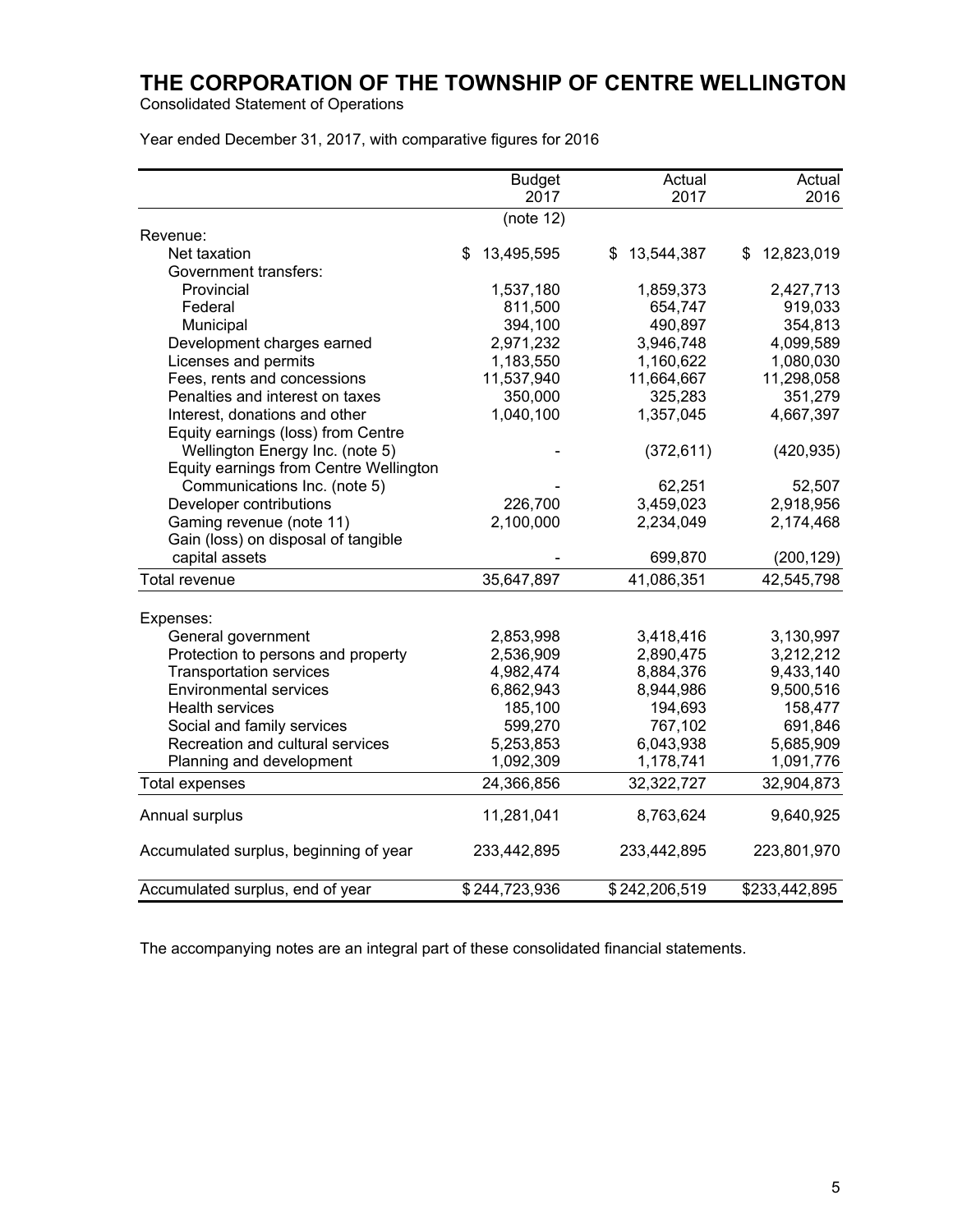# THE CORPORATION OF THE TOWNSHIP OF CENTRE WELLINGTON

Consolidated Statement of Operations

Year ended December 31, 2017, with comparative figures for 2016

| | Budget 2017 | Actual 2017 | Actual 2016 |
|---|---|---|---|
| | (note 12) | | |
| Revenue: | | | |
| Net taxation | $ 13,495,595 | $ 13,544,387 | $ 12,823,019 |
| Government transfers: | | | |
| Provincial | 1,537,180 | 1,859,373 | 2,427,713 |
| Federal | 811,500 | 654,747 | 919,033 |
| Municipal | 394,100 | 490,897 | 354,813 |
| Development charges earned | 2,971,232 | 3,946,748 | 4,099,589 |
| Licenses and permits | 1,183,550 | 1,160,622 | 1,080,030 |
| Fees, rents and concessions | 11,537,940 | 11,664,667 | 11,298,058 |
| Penalties and interest on taxes | 350,000 | 325,283 | 351,279 |
| Interest, donations and other | 1,040,100 | 1,357,045 | 4,667,397 |
| Equity earnings (loss) from Centre Wellington Energy Inc. (note 5) | - | (372,611) | (420,935) |
| Equity earnings from Centre Wellington Communications Inc. (note 5) | - | 62,251 | 52,507 |
| Developer contributions | 226,700 | 3,459,023 | 2,918,956 |
| Gaming revenue (note 11) | 2,100,000 | 2,234,049 | 2,174,468 |
| Gain (loss) on disposal of tangible capital assets | - | 699,870 | (200,129) |
| Total revenue | 35,647,897 | 41,086,351 | 42,545,798 |
| | | | |
| Expenses: | | | |
| General government | 2,853,998 | 3,418,416 | 3,130,997 |
| Protection to persons and property | 2,536,909 | 2,890,475 | 3,212,212 |
| Transportation services | 4,982,474 | 8,884,376 | 9,433,140 |
| Environmental services | 6,862,943 | 8,944,986 | 9,500,516 |
| Health services | 185,100 | 194,693 | 158,477 |
| Social and family services | 599,270 | 767,102 | 691,846 |
| Recreation and cultural services | 5,253,853 | 6,043,938 | 5,685,909 |
| Planning and development | 1,092,309 | 1,178,741 | 1,091,776 |
| Total expenses | 24,366,856 | 32,322,727 | 32,904,873 |
| | | | |
| Annual surplus | 11,281,041 | 8,763,624 | 9,640,925 |
| | | | |
| Accumulated surplus, beginning of year | 233,442,895 | 233,442,895 | 223,801,970 |
| | | | |
| Accumulated surplus, end of year | $ 244,723,936 | $ 242,206,519 | $233,442,895 |

The accompanying notes are an integral part of these consolidated financial statements.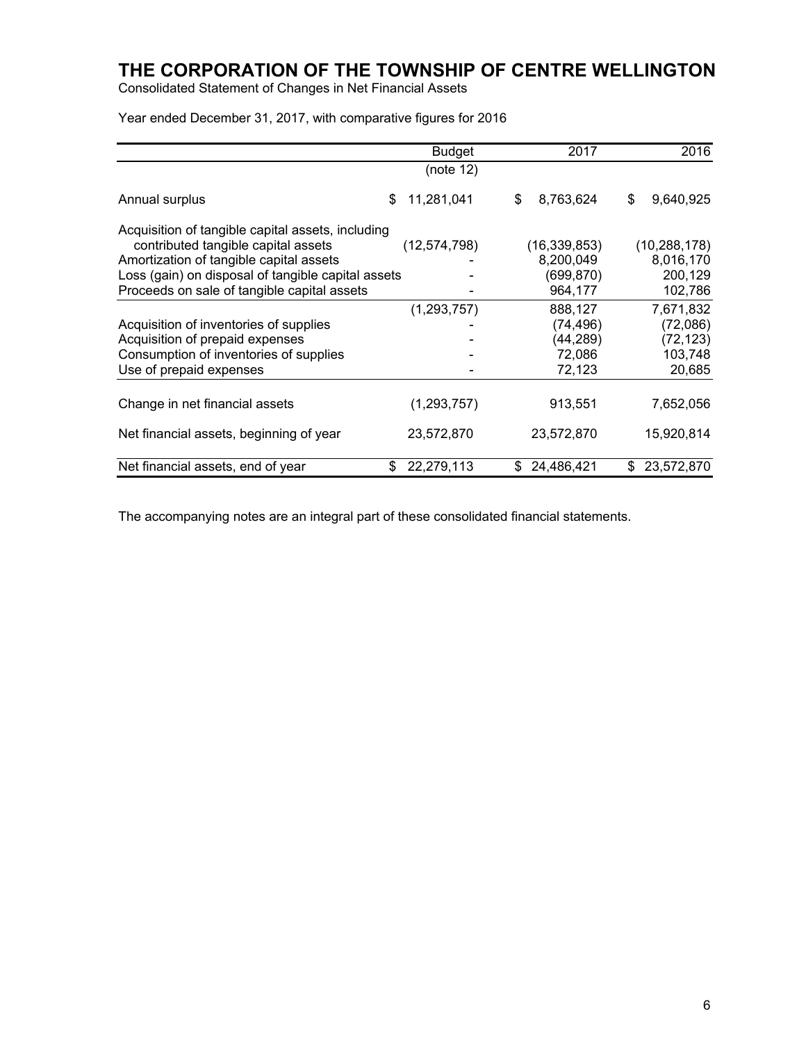# THE CORPORATION OF THE TOWNSHIP OF CENTRE WELLINGTON

Consolidated Statement of Changes in Net Financial Assets

Year ended December 31, 2017, with comparative figures for 2016

| | Budget (note 12) | 2017 | 2016 |
|---|---|---|---|
| Annual surplus | $ 11,281,041 | $ 8,763,624 | $ 9,640,925 |
| Acquisition of tangible capital assets, including contributed tangible capital assets | (12,574,798) | (16,339,853) | (10,288,178) |
| Amortization of tangible capital assets | - | 8,200,049 | 8,016,170 |
| Loss (gain) on disposal of tangible capital assets | - | (699,870) | 200,129 |
| Proceeds on sale of tangible capital assets | - | 964,177 | 102,786 |
| | (1,293,757) | 888,127 | 7,671,832 |
| Acquisition of inventories of supplies | - | (74,496) | (72,086) |
| Acquisition of prepaid expenses | - | (44,289) | (72,123) |
| Consumption of inventories of supplies | - | 72,086 | 103,748 |
| Use of prepaid expenses | - | 72,123 | 20,685 |
| Change in net financial assets | (1,293,757) | 913,551 | 7,652,056 |
| Net financial assets, beginning of year | 23,572,870 | 23,572,870 | 15,920,814 |
| Net financial assets, end of year | $ 22,279,113 | $ 24,486,421 | $ 23,572,870 |

The accompanying notes are an integral part of these consolidated financial statements.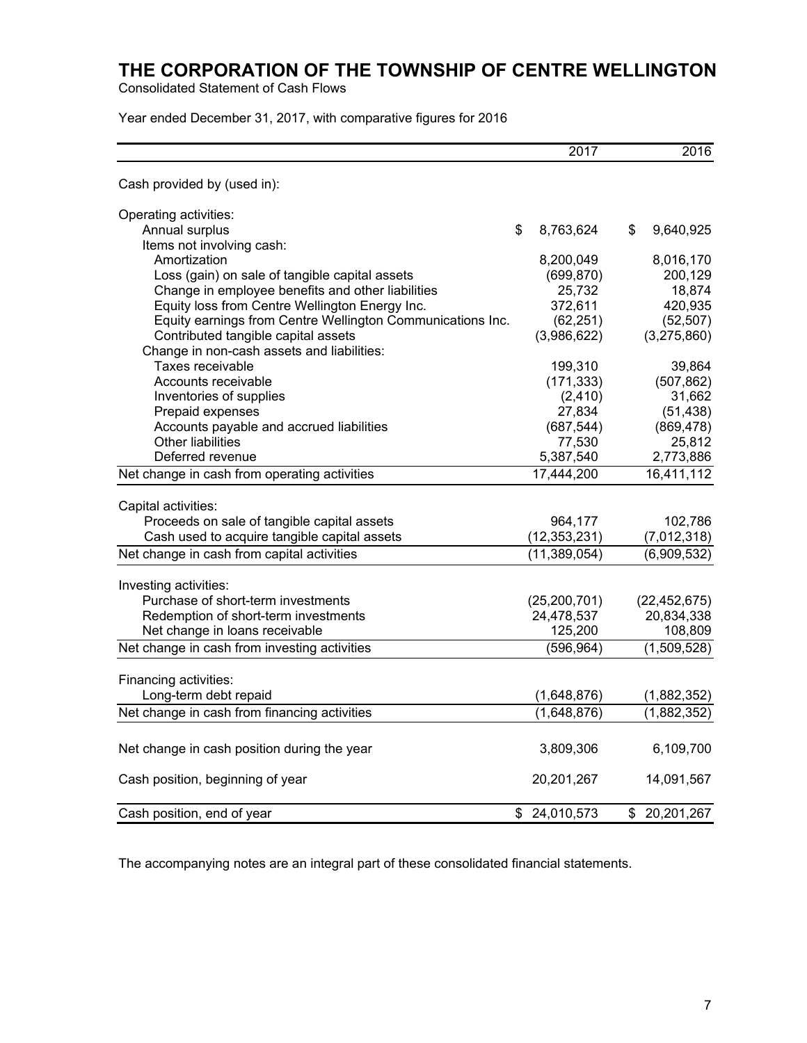# THE CORPORATION OF THE TOWNSHIP OF CENTRE WELLINGTON

Consolidated Statement of Cash Flows

Year ended December 31, 2017, with comparative figures for 2016

| | 2017 | 2016 |
|---|---|---|
| Cash provided by (used in): | | |
| Operating activities: | | |
| Annual surplus | $ 8,763,624 | $ 9,640,925 |
| Items not involving cash: | | |
| Amortization | 8,200,049 | 8,016,170 |
| Loss (gain) on sale of tangible capital assets | (699,870) | 200,129 |
| Change in employee benefits and other liabilities | 25,732 | 18,874 |
| Equity loss from Centre Wellington Energy Inc. | 372,611 | 420,935 |
| Equity earnings from Centre Wellington Communications Inc. | (62,251) | (52,507) |
| Contributed tangible capital assets | (3,986,622) | (3,275,860) |
| Change in non-cash assets and liabilities: | | |
| Taxes receivable | 199,310 | 39,864 |
| Accounts receivable | (171,333) | (507,862) |
| Inventories of supplies | (2,410) | 31,662 |
| Prepaid expenses | 27,834 | (51,438) |
| Accounts payable and accrued liabilities | (687,544) | (869,478) |
| Other liabilities | 77,530 | 25,812 |
| Deferred revenue | 5,387,540 | 2,773,886 |
| Net change in cash from operating activities | 17,444,200 | 16,411,112 |
| Capital activities: | | |
| Proceeds on sale of tangible capital assets | 964,177 | 102,786 |
| Cash used to acquire tangible capital assets | (12,353,231) | (7,012,318) |
| Net change in cash from capital activities | (11,389,054) | (6,909,532) |
| Investing activities: | | |
| Purchase of short-term investments | (25,200,701) | (22,452,675) |
| Redemption of short-term investments | 24,478,537 | 20,834,338 |
| Net change in loans receivable | 125,200 | 108,809 |
| Net change in cash from investing activities | (596,964) | (1,509,528) |
| Financing activities: | | |
| Long-term debt repaid | (1,648,876) | (1,882,352) |
| Net change in cash from financing activities | (1,648,876) | (1,882,352) |
| Net change in cash position during the year | 3,809,306 | 6,109,700 |
| Cash position, beginning of year | 20,201,267 | 14,091,567 |
| Cash position, end of year | $ 24,010,573 | $ 20,201,267 |

The accompanying notes are an integral part of these consolidated financial statements.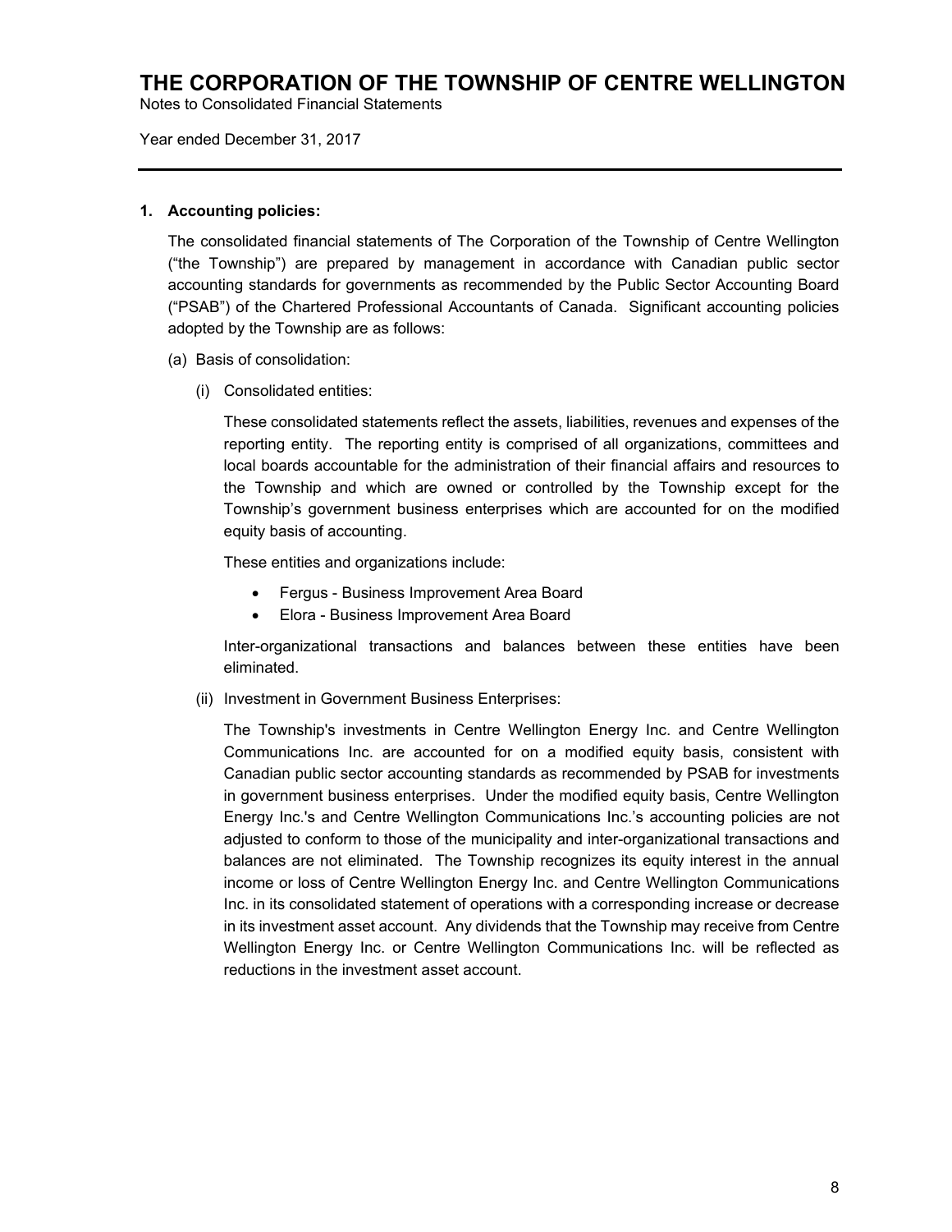# THE CORPORATION OF THE TOWNSHIP OF CENTRE WELLINGTON

Notes to Consolidated Financial Statements

Year ended December 31, 2017

---

## 1. Accounting policies:

The consolidated financial statements of The Corporation of the Township of Centre Wellington ("the Township") are prepared by management in accordance with Canadian public sector accounting standards for governments as recommended by the Public Sector Accounting Board ("PSAB") of the Chartered Professional Accountants of Canada. Significant accounting policies adopted by the Township are as follows:

(a) Basis of consolidation:

(i) Consolidated entities:

These consolidated statements reflect the assets, liabilities, revenues and expenses of the reporting entity. The reporting entity is comprised of all organizations, committees and local boards accountable for the administration of their financial affairs and resources to the Township and which are owned or controlled by the Township except for the Township's government business enterprises which are accounted for on the modified equity basis of accounting.

These entities and organizations include:

- Fergus - Business Improvement Area Board
- Elora - Business Improvement Area Board

Inter-organizational transactions and balances between these entities have been eliminated.

(ii) Investment in Government Business Enterprises:

The Township's investments in Centre Wellington Energy Inc. and Centre Wellington Communications Inc. are accounted for on a modified equity basis, consistent with Canadian public sector accounting standards as recommended by PSAB for investments in government business enterprises. Under the modified equity basis, Centre Wellington Energy Inc.'s and Centre Wellington Communications Inc.'s accounting policies are not adjusted to conform to those of the municipality and inter-organizational transactions and balances are not eliminated. The Township recognizes its equity interest in the annual income or loss of Centre Wellington Energy Inc. and Centre Wellington Communications Inc. in its consolidated statement of operations with a corresponding increase or decrease in its investment asset account. Any dividends that the Township may receive from Centre Wellington Energy Inc. or Centre Wellington Communications Inc. will be reflected as reductions in the investment asset account.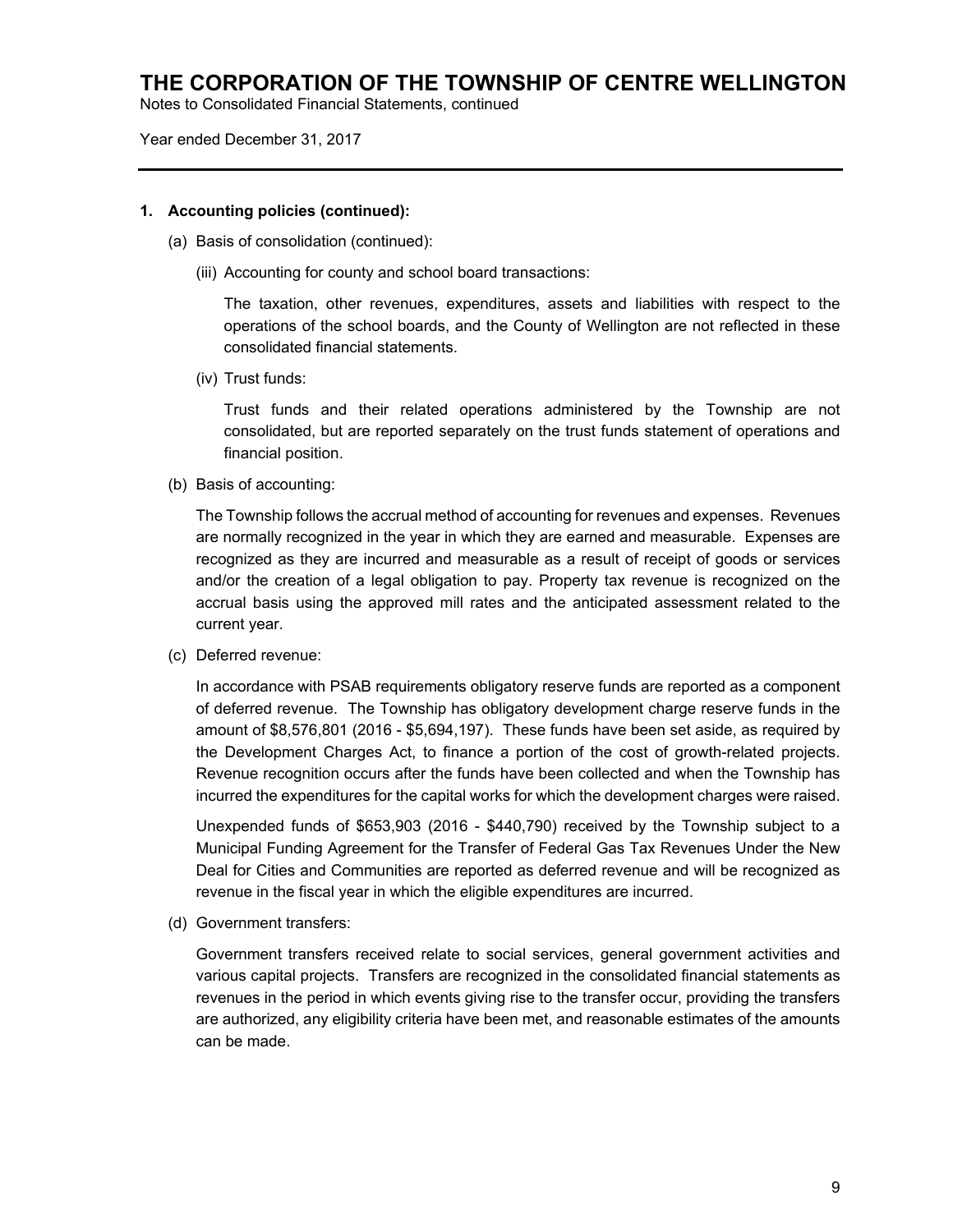# THE CORPORATION OF THE TOWNSHIP OF CENTRE WELLINGTON

Notes to Consolidated Financial Statements, continued

Year ended December 31, 2017

## 1. Accounting policies (continued):

(a) Basis of consolidation (continued):

(iii) Accounting for county and school board transactions:

The taxation, other revenues, expenditures, assets and liabilities with respect to the operations of the school boards, and the County of Wellington are not reflected in these consolidated financial statements.

(iv) Trust funds:

Trust funds and their related operations administered by the Township are not consolidated, but are reported separately on the trust funds statement of operations and financial position.

(b) Basis of accounting:

The Township follows the accrual method of accounting for revenues and expenses. Revenues are normally recognized in the year in which they are earned and measurable. Expenses are recognized as they are incurred and measurable as a result of receipt of goods or services and/or the creation of a legal obligation to pay. Property tax revenue is recognized on the accrual basis using the approved mill rates and the anticipated assessment related to the current year.

(c) Deferred revenue:

In accordance with PSAB requirements obligatory reserve funds are reported as a component of deferred revenue. The Township has obligatory development charge reserve funds in the amount of $8,576,801 (2016 - $5,694,197). These funds have been set aside, as required by the Development Charges Act, to finance a portion of the cost of growth-related projects. Revenue recognition occurs after the funds have been collected and when the Township has incurred the expenditures for the capital works for which the development charges were raised.

Unexpended funds of $653,903 (2016 - $440,790) received by the Township subject to a Municipal Funding Agreement for the Transfer of Federal Gas Tax Revenues Under the New Deal for Cities and Communities are reported as deferred revenue and will be recognized as revenue in the fiscal year in which the eligible expenditures are incurred.

(d) Government transfers:

Government transfers received relate to social services, general government activities and various capital projects. Transfers are recognized in the consolidated financial statements as revenues in the period in which events giving rise to the transfer occur, providing the transfers are authorized, any eligibility criteria have been met, and reasonable estimates of the amounts can be made.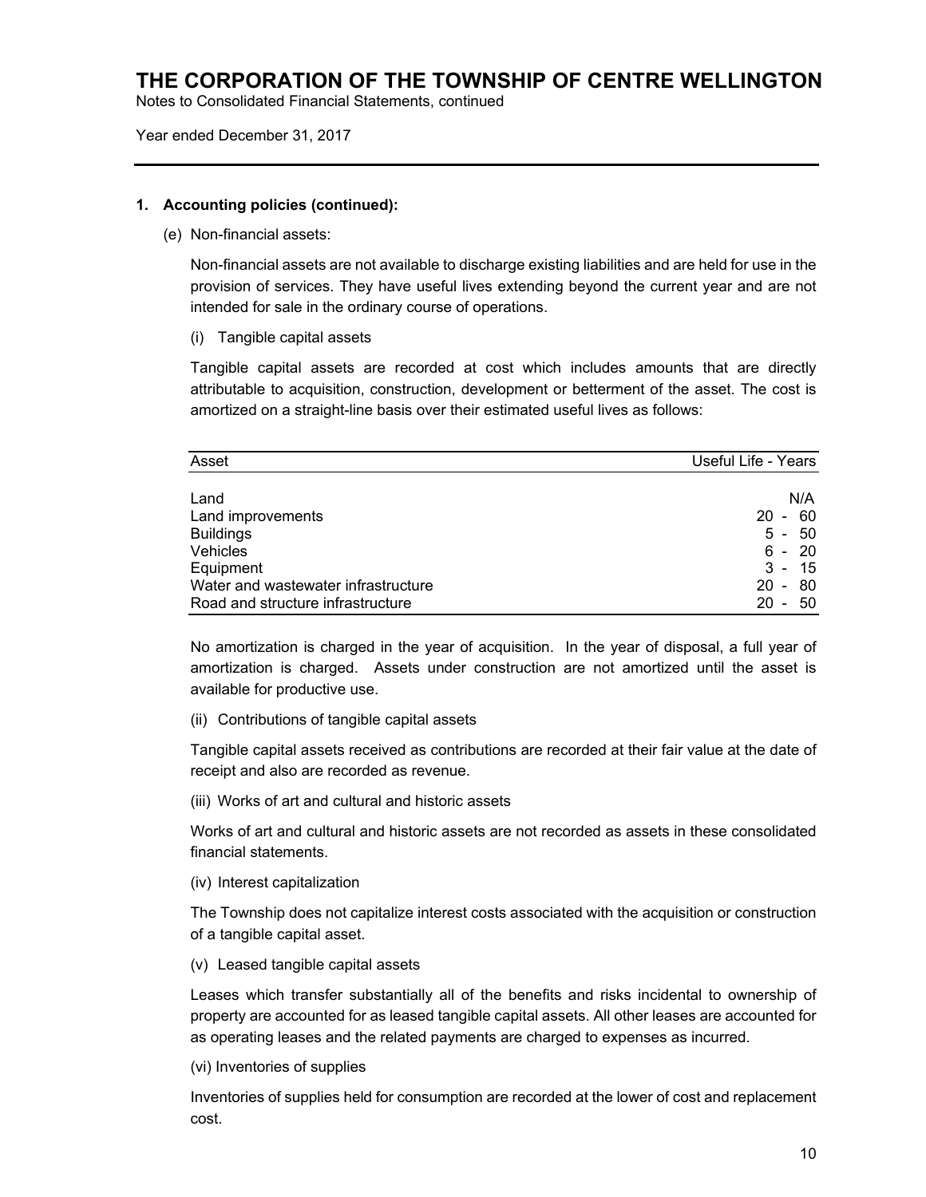### 1. Accounting policies (continued):

(e) Non-financial assets:

Non-financial assets are not available to discharge existing liabilities and are held for use in the provision of services. They have useful lives extending beyond the current year and are not intended for sale in the ordinary course of operations.

(i) Tangible capital assets

Tangible capital assets are recorded at cost which includes amounts that are directly attributable to acquisition, construction, development or betterment of the asset. The cost is amortized on a straight-line basis over their estimated useful lives as follows:

| Asset | Useful Life - Years |
|---|---|
| Land | N/A |
| Land improvements | 20 - 60 |
| Buildings | 5 - 50 |
| Vehicles | 6 - 20 |
| Equipment | 3 - 15 |
| Water and wastewater infrastructure | 20 - 80 |
| Road and structure infrastructure | 20 - 50 |

No amortization is charged in the year of acquisition. In the year of disposal, a full year of amortization is charged. Assets under construction are not amortized until the asset is available for productive use.

(ii) Contributions of tangible capital assets

Tangible capital assets received as contributions are recorded at their fair value at the date of receipt and also are recorded as revenue.

(iii) Works of art and cultural and historic assets

Works of art and cultural and historic assets are not recorded as assets in these consolidated financial statements.

(iv) Interest capitalization

The Township does not capitalize interest costs associated with the acquisition or construction of a tangible capital asset.

(v) Leased tangible capital assets

Leases which transfer substantially all of the benefits and risks incidental to ownership of property are accounted for as leased tangible capital assets. All other leases are accounted for as operating leases and the related payments are charged to expenses as incurred.

(vi) Inventories of supplies

Inventories of supplies held for consumption are recorded at the lower of cost and replacement cost.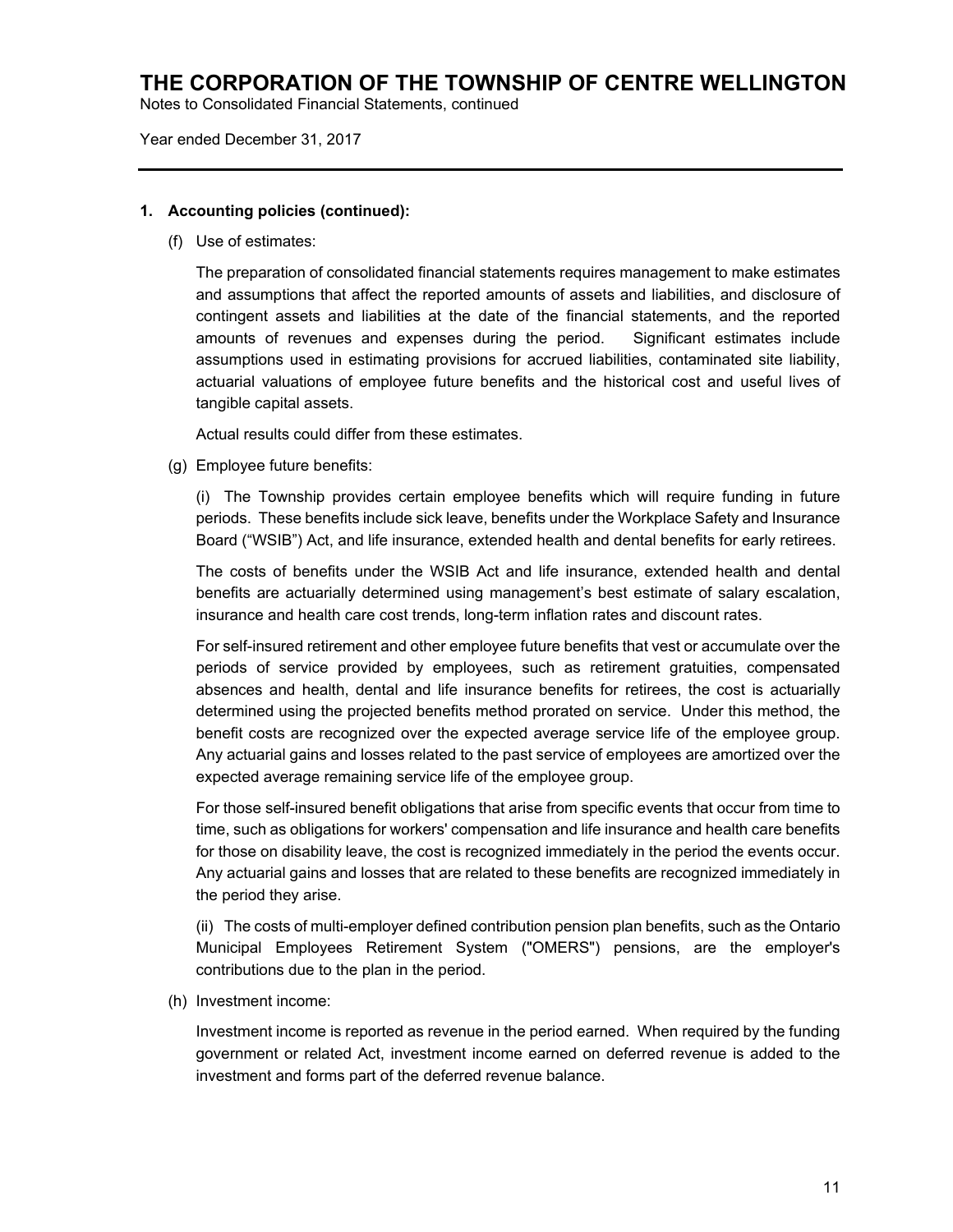## 1. Accounting policies (continued):

(f) Use of estimates:

The preparation of consolidated financial statements requires management to make estimates and assumptions that affect the reported amounts of assets and liabilities, and disclosure of contingent assets and liabilities at the date of the financial statements, and the reported amounts of revenues and expenses during the period. Significant estimates include assumptions used in estimating provisions for accrued liabilities, contaminated site liability, actuarial valuations of employee future benefits and the historical cost and useful lives of tangible capital assets.

Actual results could differ from these estimates.

(g) Employee future benefits:

(i) The Township provides certain employee benefits which will require funding in future periods. These benefits include sick leave, benefits under the Workplace Safety and Insurance Board ("WSIB") Act, and life insurance, extended health and dental benefits for early retirees.

The costs of benefits under the WSIB Act and life insurance, extended health and dental benefits are actuarially determined using management's best estimate of salary escalation, insurance and health care cost trends, long-term inflation rates and discount rates.

For self-insured retirement and other employee future benefits that vest or accumulate over the periods of service provided by employees, such as retirement gratuities, compensated absences and health, dental and life insurance benefits for retirees, the cost is actuarially determined using the projected benefits method prorated on service. Under this method, the benefit costs are recognized over the expected average service life of the employee group. Any actuarial gains and losses related to the past service of employees are amortized over the expected average remaining service life of the employee group.

For those self-insured benefit obligations that arise from specific events that occur from time to time, such as obligations for workers' compensation and life insurance and health care benefits for those on disability leave, the cost is recognized immediately in the period the events occur. Any actuarial gains and losses that are related to these benefits are recognized immediately in the period they arise.

(ii) The costs of multi-employer defined contribution pension plan benefits, such as the Ontario Municipal Employees Retirement System ("OMERS") pensions, are the employer's contributions due to the plan in the period.

(h) Investment income:

Investment income is reported as revenue in the period earned. When required by the funding government or related Act, investment income earned on deferred revenue is added to the investment and forms part of the deferred revenue balance.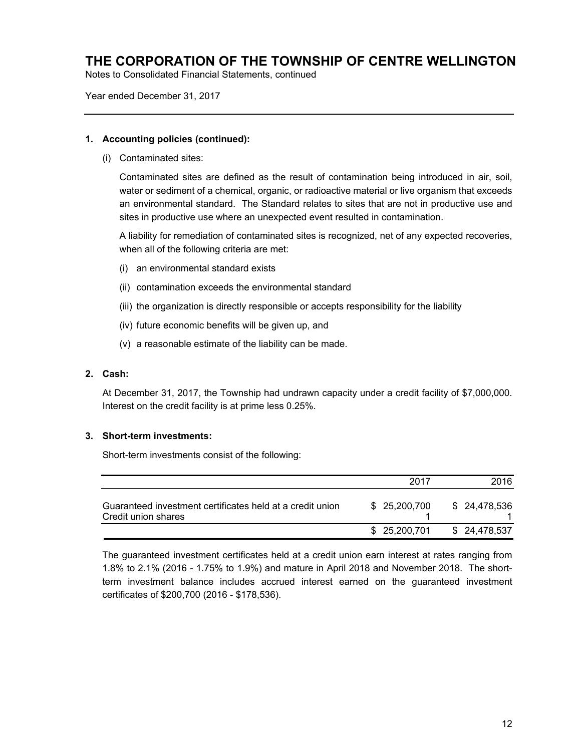# THE CORPORATION OF THE TOWNSHIP OF CENTRE WELLINGTON

Notes to Consolidated Financial Statements, continued

Year ended December 31, 2017

---

**1. Accounting policies (continued):**

(i) Contaminated sites:

Contaminated sites are defined as the result of contamination being introduced in air, soil, water or sediment of a chemical, organic, or radioactive material or live organism that exceeds an environmental standard. The Standard relates to sites that are not in productive use and sites in productive use where an unexpected event resulted in contamination.

A liability for remediation of contaminated sites is recognized, net of any expected recoveries, when all of the following criteria are met:

(i) an environmental standard exists

(ii) contamination exceeds the environmental standard

(iii) the organization is directly responsible or accepts responsibility for the liability

(iv) future economic benefits will be given up, and

(v) a reasonable estimate of the liability can be made.

**2. Cash:**

At December 31, 2017, the Township had undrawn capacity under a credit facility of $7,000,000. Interest on the credit facility is at prime less 0.25%.

**3. Short-term investments:**

Short-term investments consist of the following:

| | 2017 | 2016 |
|---|---|---|
| Guaranteed investment certificates held at a credit union | $ 25,200,700 | $ 24,478,536 |
| Credit union shares | 1 | 1 |
| | $ 25,200,701 | $ 24,478,537 |

The guaranteed investment certificates held at a credit union earn interest at rates ranging from 1.8% to 2.1% (2016 - 1.75% to 1.9%) and mature in April 2018 and November 2018. The short-term investment balance includes accrued interest earned on the guaranteed investment certificates of $200,700 (2016 - $178,536).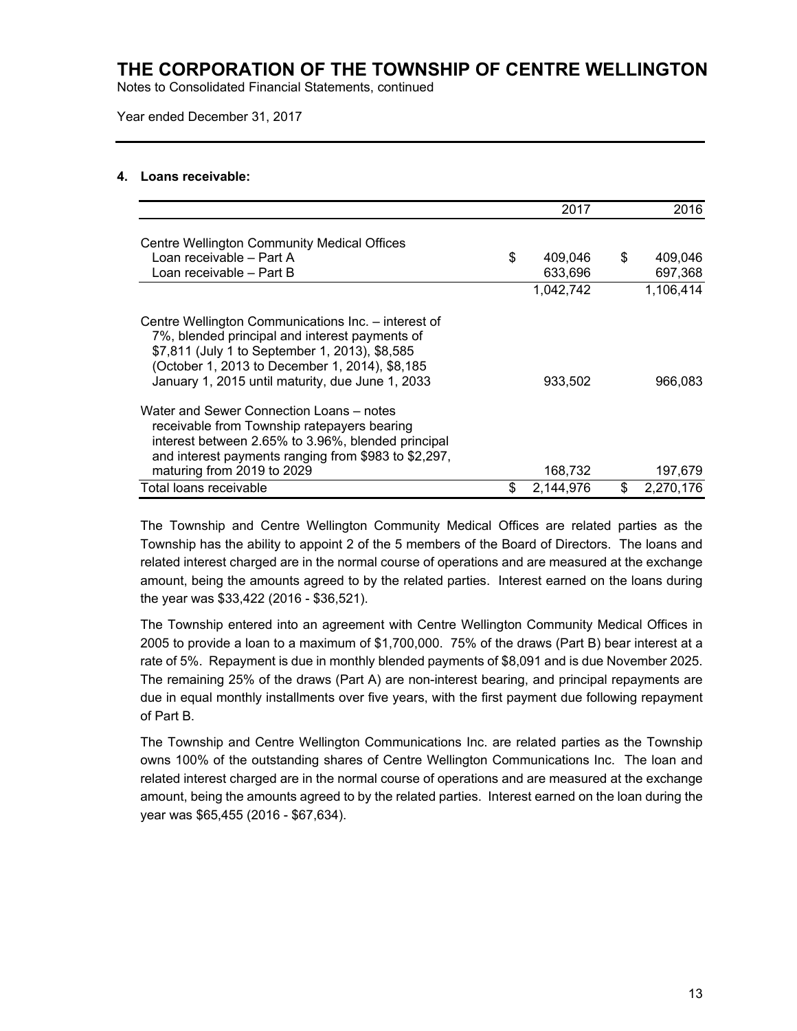# THE CORPORATION OF THE TOWNSHIP OF CENTRE WELLINGTON

Notes to Consolidated Financial Statements, continued

Year ended December 31, 2017

## 4. Loans receivable:

| | 2017 | 2016 |
|---|---|---|
| Centre Wellington Community Medical Offices | | |
| Loan receivable – Part A | $ 409,046 | $ 409,046 |
| Loan receivable – Part B | 633,696 | 697,368 |
| | 1,042,742 | 1,106,414 |
| Centre Wellington Communications Inc. – interest of 7%, blended principal and interest payments of $7,811 (July 1 to September 1, 2013), $8,585 (October 1, 2013 to December 1, 2014), $8,185 January 1, 2015 until maturity, due June 1, 2033 | 933,502 | 966,083 |
| Water and Sewer Connection Loans – notes receivable from Township ratepayers bearing interest between 2.65% to 3.96%, blended principal and interest payments ranging from $983 to $2,297, maturing from 2019 to 2029 | 168,732 | 197,679 |
| Total loans receivable | $ 2,144,976 | $ 2,270,176 |

The Township and Centre Wellington Community Medical Offices are related parties as the Township has the ability to appoint 2 of the 5 members of the Board of Directors. The loans and related interest charged are in the normal course of operations and are measured at the exchange amount, being the amounts agreed to by the related parties. Interest earned on the loans during the year was $33,422 (2016 - $36,521).

The Township entered into an agreement with Centre Wellington Community Medical Offices in 2005 to provide a loan to a maximum of $1,700,000. 75% of the draws (Part B) bear interest at a rate of 5%. Repayment is due in monthly blended payments of $8,091 and is due November 2025. The remaining 25% of the draws (Part A) are non-interest bearing, and principal repayments are due in equal monthly installments over five years, with the first payment due following repayment of Part B.

The Township and Centre Wellington Communications Inc. are related parties as the Township owns 100% of the outstanding shares of Centre Wellington Communications Inc. The loan and related interest charged are in the normal course of operations and are measured at the exchange amount, being the amounts agreed to by the related parties. Interest earned on the loan during the year was $65,455 (2016 - $67,634).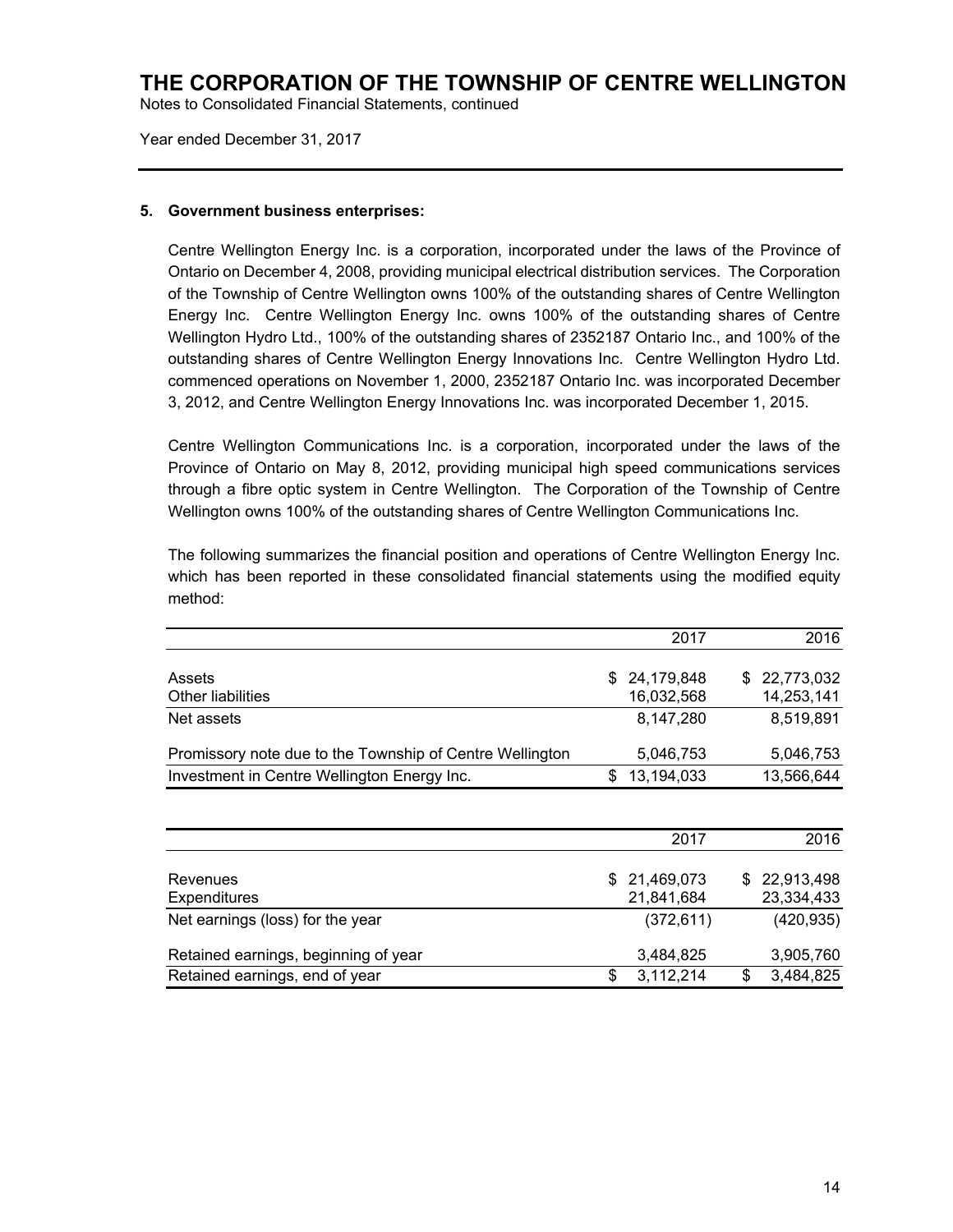# THE CORPORATION OF THE TOWNSHIP OF CENTRE WELLINGTON

Notes to Consolidated Financial Statements, continued

Year ended December 31, 2017

## 5. Government business enterprises:

Centre Wellington Energy Inc. is a corporation, incorporated under the laws of the Province of Ontario on December 4, 2008, providing municipal electrical distribution services. The Corporation of the Township of Centre Wellington owns 100% of the outstanding shares of Centre Wellington Energy Inc. Centre Wellington Energy Inc. owns 100% of the outstanding shares of Centre Wellington Hydro Ltd., 100% of the outstanding shares of 2352187 Ontario Inc., and 100% of the outstanding shares of Centre Wellington Energy Innovations Inc. Centre Wellington Hydro Ltd. commenced operations on November 1, 2000, 2352187 Ontario Inc. was incorporated December 3, 2012, and Centre Wellington Energy Innovations Inc. was incorporated December 1, 2015.

Centre Wellington Communications Inc. is a corporation, incorporated under the laws of the Province of Ontario on May 8, 2012, providing municipal high speed communications services through a fibre optic system in Centre Wellington. The Corporation of the Township of Centre Wellington owns 100% of the outstanding shares of Centre Wellington Communications Inc.

The following summarizes the financial position and operations of Centre Wellington Energy Inc. which has been reported in these consolidated financial statements using the modified equity method:

| | 2017 | 2016 |
|---|---|---|
| Assets | $ 24,179,848 | $ 22,773,032 |
| Other liabilities | 16,032,568 | 14,253,141 |
| Net assets | 8,147,280 | 8,519,891 |
| Promissory note due to the Township of Centre Wellington | 5,046,753 | 5,046,753 |
| Investment in Centre Wellington Energy Inc. | $ 13,194,033 | 13,566,644 |

| | 2017 | 2016 |
|---|---|---|
| Revenues | $ 21,469,073 | $ 22,913,498 |
| Expenditures | 21,841,684 | 23,334,433 |
| Net earnings (loss) for the year | (372,611) | (420,935) |
| Retained earnings, beginning of year | 3,484,825 | 3,905,760 |
| Retained earnings, end of year | $ 3,112,214 | $ 3,484,825 |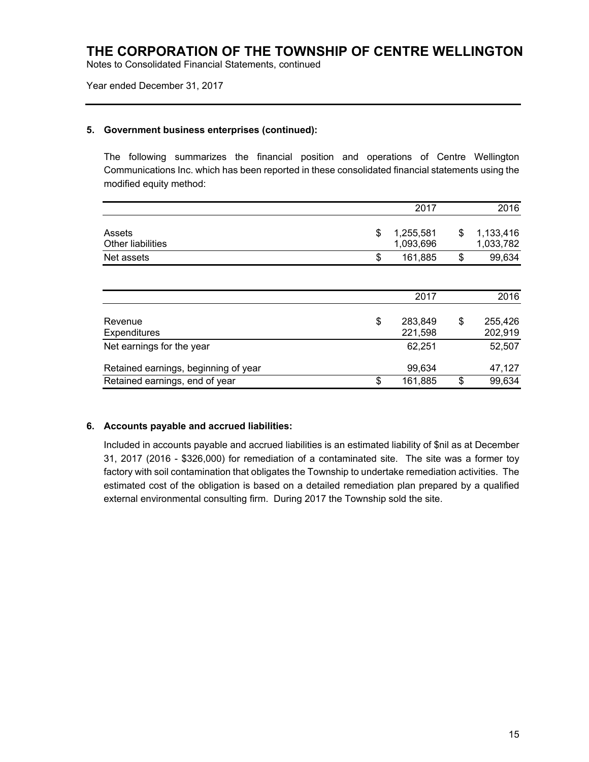### 5. Government business enterprises (continued):

The following summarizes the financial position and operations of Centre Wellington Communications Inc. which has been reported in these consolidated financial statements using the modified equity method:

| | 2017 | 2016 |
|---|---|---|
| Assets | $ 1,255,581 | $ 1,133,416 |
| Other liabilities | 1,093,696 | 1,033,782 |
| Net assets | $ 161,885 | $ 99,634 |

| | 2017 | 2016 |
|---|---|---|
| Revenue | $ 283,849 | $ 255,426 |
| Expenditures | 221,598 | 202,919 |
| Net earnings for the year | 62,251 | 52,507 |
| Retained earnings, beginning of year | 99,634 | 47,127 |
| Retained earnings, end of year | $ 161,885 | $ 99,634 |

### 6. Accounts payable and accrued liabilities:

Included in accounts payable and accrued liabilities is an estimated liability of $nil as at December 31, 2017 (2016 - $326,000) for remediation of a contaminated site. The site was a former toy factory with soil contamination that obligates the Township to undertake remediation activities. The estimated cost of the obligation is based on a detailed remediation plan prepared by a qualified external environmental consulting firm. During 2017 the Township sold the site.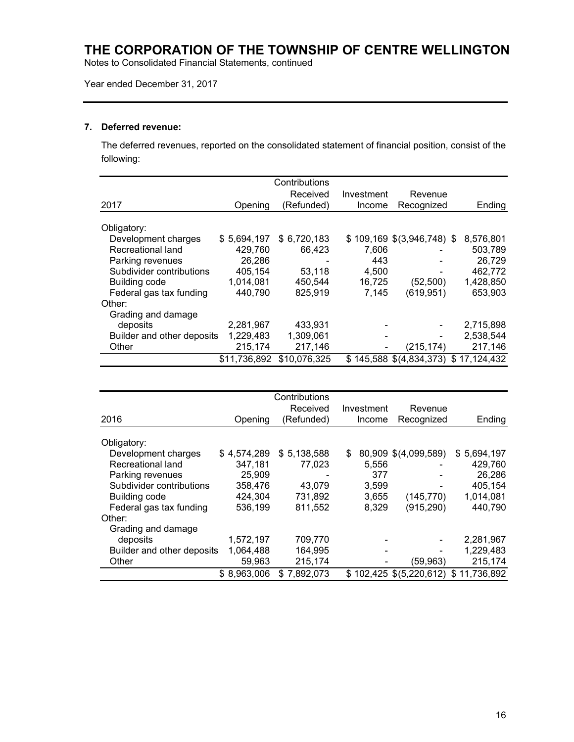# THE CORPORATION OF THE TOWNSHIP OF CENTRE WELLINGTON

Notes to Consolidated Financial Statements, continued

Year ended December 31, 2017

## 7. Deferred revenue:

The deferred revenues, reported on the consolidated statement of financial position, consist of the following:

| 2017 | Opening | Contributions Received (Refunded) | Investment Income | Revenue Recognized | Ending |
|---|---|---|---|---|---|
| Obligatory: | | | | | |
| Development charges | $ 5,694,197 | $ 6,720,183 | $ 109,169 | $ (3,946,748) | $ 8,576,801 |
| Recreational land | 429,760 | 66,423 | 7,606 | - | 503,789 |
| Parking revenues | 26,286 | - | 443 | - | 26,729 |
| Subdivider contributions | 405,154 | 53,118 | 4,500 | - | 462,772 |
| Building code | 1,014,081 | 450,544 | 16,725 | (52,500) | 1,428,850 |
| Federal gas tax funding | 440,790 | 825,919 | 7,145 | (619,951) | 653,903 |
| Other: | | | | | |
| Grading and damage deposits | 2,281,967 | 433,931 | - | - | 2,715,898 |
| Builder and other deposits | 1,229,483 | 1,309,061 | - | - | 2,538,544 |
| Other | 215,174 | 217,146 | - | (215,174) | 217,146 |
| | $11,736,892 | $10,076,325 | $ 145,588 | $(4,834,373) | $ 17,124,432 |

| 2016 | Opening | Contributions Received (Refunded) | Investment Income | Revenue Recognized | Ending |
|---|---|---|---|---|---|
| Obligatory: | | | | | |
| Development charges | $ 4,574,289 | $ 5,138,588 | $ 80,909 | $ (4,099,589) | $ 5,694,197 |
| Recreational land | 347,181 | 77,023 | 5,556 | - | 429,760 |
| Parking revenues | 25,909 | - | 377 | - | 26,286 |
| Subdivider contributions | 358,476 | 43,079 | 3,599 | - | 405,154 |
| Building code | 424,304 | 731,892 | 3,655 | (145,770) | 1,014,081 |
| Federal gas tax funding | 536,199 | 811,552 | 8,329 | (915,290) | 440,790 |
| Other: | | | | | |
| Grading and damage deposits | 1,572,197 | 709,770 | - | - | 2,281,967 |
| Builder and other deposits | 1,064,488 | 164,995 | - | - | 1,229,483 |
| Other | 59,963 | 215,174 | - | (59,963) | 215,174 |
| | $ 8,963,006 | $ 7,892,073 | $ 102,425 | $(5,220,612) | $ 11,736,892 |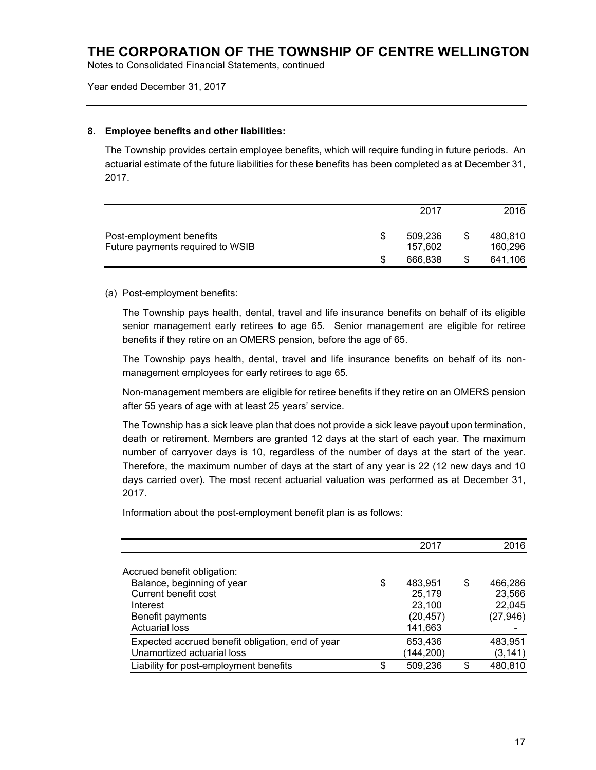## 8. Employee benefits and other liabilities:

The Township provides certain employee benefits, which will require funding in future periods. An actuarial estimate of the future liabilities for these benefits has been completed as at December 31, 2017.

| | 2017 | 2016 |
|---|---|---|
| Post-employment benefits | $ 509,236 | $ 480,810 |
| Future payments required to WSIB | 157,602 | 160,296 |
| | $ 666,838 | $ 641,106 |

(a) Post-employment benefits:

The Township pays health, dental, travel and life insurance benefits on behalf of its eligible senior management early retirees to age 65. Senior management are eligible for retiree benefits if they retire on an OMERS pension, before the age of 65.

The Township pays health, dental, travel and life insurance benefits on behalf of its non-management employees for early retirees to age 65.

Non-management members are eligible for retiree benefits if they retire on an OMERS pension after 55 years of age with at least 25 years' service.

The Township has a sick leave plan that does not provide a sick leave payout upon termination, death or retirement. Members are granted 12 days at the start of each year. The maximum number of carryover days is 10, regardless of the number of days at the start of the year. Therefore, the maximum number of days at the start of any year is 22 (12 new days and 10 days carried over). The most recent actuarial valuation was performed as at December 31, 2017.

Information about the post-employment benefit plan is as follows:

| | 2017 | 2016 |
|---|---|---|
| Accrued benefit obligation: | | |
| Balance, beginning of year | $ 483,951 | $ 466,286 |
| Current benefit cost | 25,179 | 23,566 |
| Interest | 23,100 | 22,045 |
| Benefit payments | (20,457) | (27,946) |
| Actuarial loss | 141,663 | - |
| Expected accrued benefit obligation, end of year | 653,436 | 483,951 |
| Unamortized actuarial loss | (144,200) | (3,141) |
| Liability for post-employment benefits | $ 509,236 | $ 480,810 |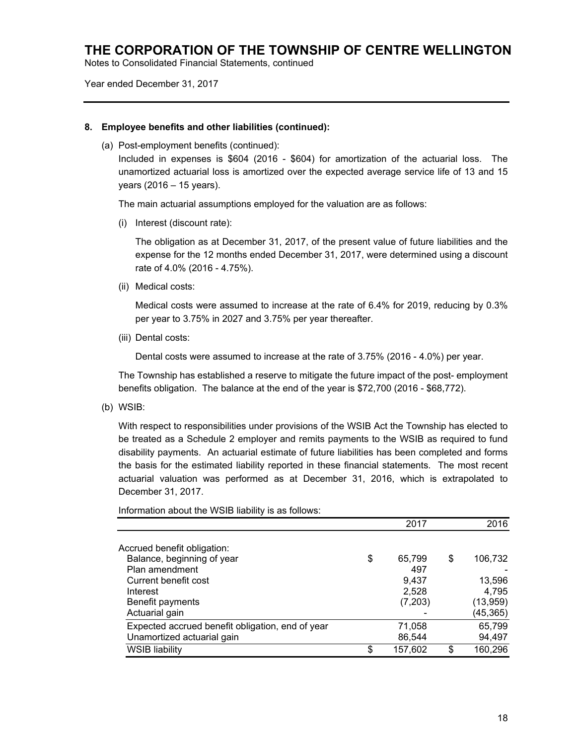# THE CORPORATION OF THE TOWNSHIP OF CENTRE WELLINGTON

Notes to Consolidated Financial Statements, continued

Year ended December 31, 2017

**8. Employee benefits and other liabilities (continued):**

(a) Post-employment benefits (continued):

Included in expenses is $604 (2016 - $604) for amortization of the actuarial loss. The unamortized actuarial loss is amortized over the expected average service life of 13 and 15 years (2016 – 15 years).

The main actuarial assumptions employed for the valuation are as follows:

(i) Interest (discount rate):

The obligation as at December 31, 2017, of the present value of future liabilities and the expense for the 12 months ended December 31, 2017, were determined using a discount rate of 4.0% (2016 - 4.75%).

(ii) Medical costs:

Medical costs were assumed to increase at the rate of 6.4% for 2019, reducing by 0.3% per year to 3.75% in 2027 and 3.75% per year thereafter.

(iii) Dental costs:

Dental costs were assumed to increase at the rate of 3.75% (2016 - 4.0%) per year.

The Township has established a reserve to mitigate the future impact of the post- employment benefits obligation. The balance at the end of the year is $72,700 (2016 - $68,772).

(b) WSIB:

With respect to responsibilities under provisions of the WSIB Act the Township has elected to be treated as a Schedule 2 employer and remits payments to the WSIB as required to fund disability payments. An actuarial estimate of future liabilities has been completed and forms the basis for the estimated liability reported in these financial statements. The most recent actuarial valuation was performed as at December 31, 2016, which is extrapolated to December 31, 2017.

Information about the WSIB liability is as follows:

| | 2017 | 2016 |
|---|---|---|
| Accrued benefit obligation: | | |
| Balance, beginning of year | $ 65,799 | $ 106,732 |
| Plan amendment | 497 | - |
| Current benefit cost | 9,437 | 13,596 |
| Interest | 2,528 | 4,795 |
| Benefit payments | (7,203) | (13,959) |
| Actuarial gain | - | (45,365) |
| Expected accrued benefit obligation, end of year | 71,058 | 65,799 |
| Unamortized actuarial gain | 86,544 | 94,497 |
| WSIB liability | $ 157,602 | $ 160,296 |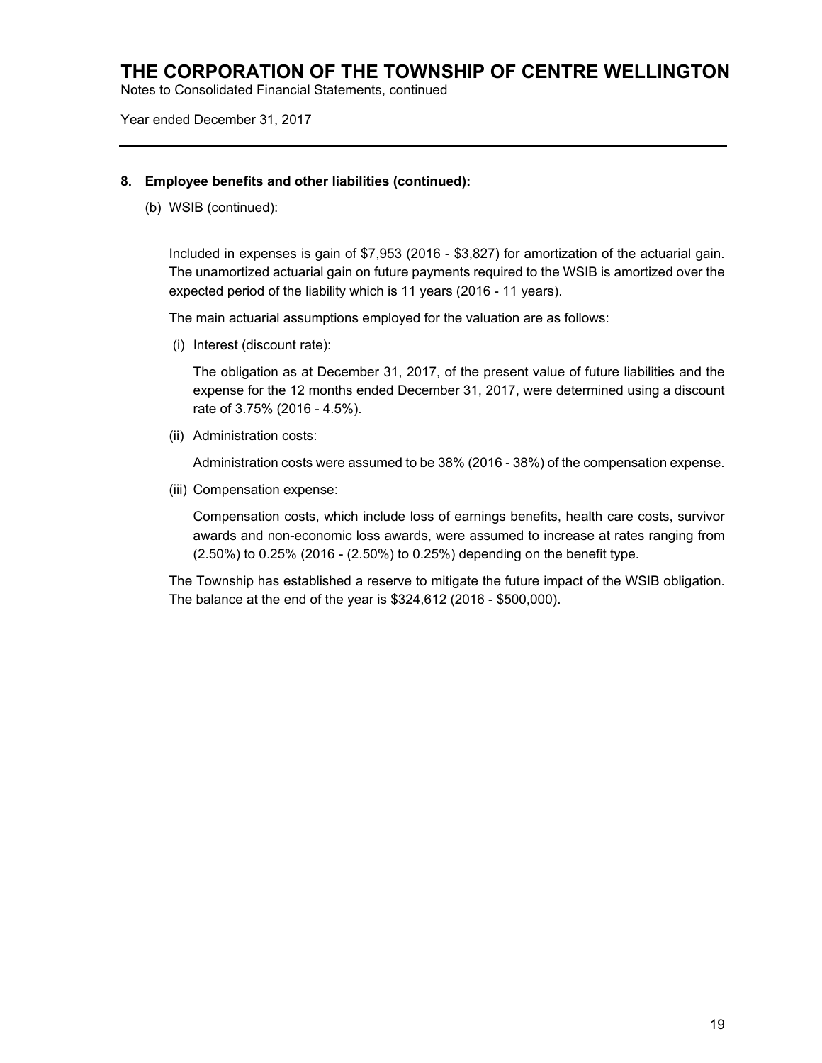## 8. Employee benefits and other liabilities (continued):

(b) WSIB (continued):

Included in expenses is gain of $7,953 (2016 - $3,827) for amortization of the actuarial gain. The unamortized actuarial gain on future payments required to the WSIB is amortized over the expected period of the liability which is 11 years (2016 - 11 years).

The main actuarial assumptions employed for the valuation are as follows:

(i) Interest (discount rate):

The obligation as at December 31, 2017, of the present value of future liabilities and the expense for the 12 months ended December 31, 2017, were determined using a discount rate of 3.75% (2016 - 4.5%).

(ii) Administration costs:

Administration costs were assumed to be 38% (2016 - 38%) of the compensation expense.

(iii) Compensation expense:

Compensation costs, which include loss of earnings benefits, health care costs, survivor awards and non-economic loss awards, were assumed to increase at rates ranging from (2.50%) to 0.25% (2016 - (2.50%) to 0.25%) depending on the benefit type.

The Township has established a reserve to mitigate the future impact of the WSIB obligation. The balance at the end of the year is $324,612 (2016 - $500,000).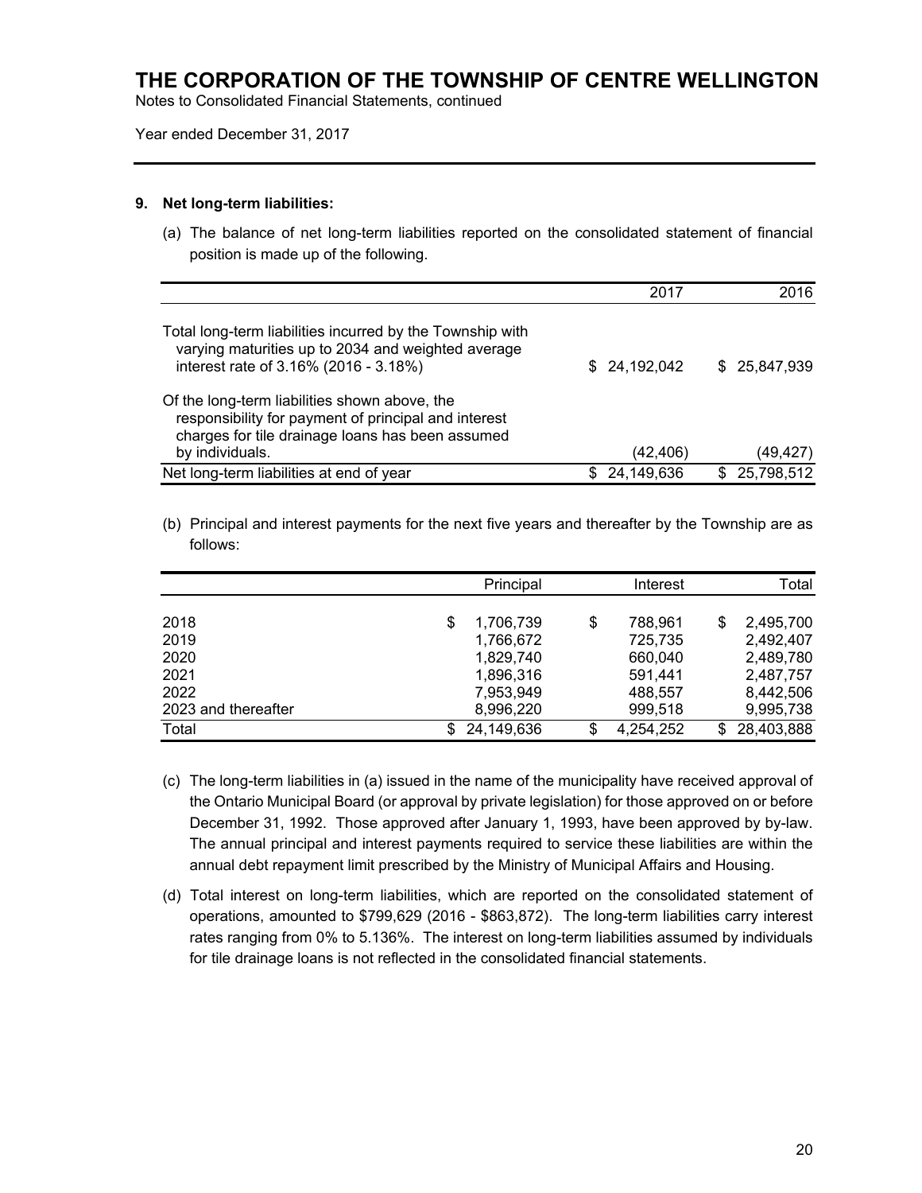## 9. Net long-term liabilities:

(a) The balance of net long-term liabilities reported on the consolidated statement of financial position is made up of the following.

| | 2017 | 2016 |
|---|---|---|
| Total long-term liabilities incurred by the Township with varying maturities up to 2034 and weighted average interest rate of 3.16% (2016 - 3.18%) | $ 24,192,042 | $ 25,847,939 |
| Of the long-term liabilities shown above, the responsibility for payment of principal and interest charges for tile drainage loans has been assumed by individuals. | (42,406) | (49,427) |
| Net long-term liabilities at end of year | $ 24,149,636 | $ 25,798,512 |

(b) Principal and interest payments for the next five years and thereafter by the Township are as follows:

| | Principal | Interest | Total |
|---|---|---|---|
| 2018 | $ 1,706,739 | $ 788,961 | $ 2,495,700 |
| 2019 | 1,766,672 | 725,735 | 2,492,407 |
| 2020 | 1,829,740 | 660,040 | 2,489,780 |
| 2021 | 1,896,316 | 591,441 | 2,487,757 |
| 2022 | 7,953,949 | 488,557 | 8,442,506 |
| 2023 and thereafter | 8,996,220 | 999,518 | 9,995,738 |
| Total | $ 24,149,636 | $ 4,254,252 | $ 28,403,888 |

(c) The long-term liabilities in (a) issued in the name of the municipality have received approval of the Ontario Municipal Board (or approval by private legislation) for those approved on or before December 31, 1992. Those approved after January 1, 1993, have been approved by by-law. The annual principal and interest payments required to service these liabilities are within the annual debt repayment limit prescribed by the Ministry of Municipal Affairs and Housing.

(d) Total interest on long-term liabilities, which are reported on the consolidated statement of operations, amounted to $799,629 (2016 - $863,872). The long-term liabilities carry interest rates ranging from 0% to 5.136%. The interest on long-term liabilities assumed by individuals for tile drainage loans is not reflected in the consolidated financial statements.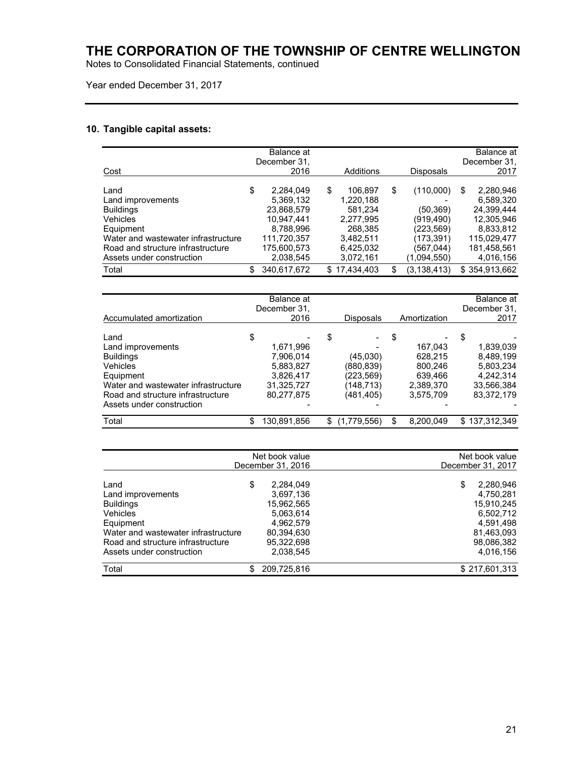# THE CORPORATION OF THE TOWNSHIP OF CENTRE WELLINGTON

Notes to Consolidated Financial Statements, continued

Year ended December 31, 2017

## 10. Tangible capital assets:

| Cost | Balance at December 31, 2016 | Additions | Disposals | Balance at December 31, 2017 |
|---|---|---|---|---|
| Land | $ 2,284,049 | $ 106,897 | $ (110,000) | $ 2,280,946 |
| Land improvements | 5,369,132 | 1,220,188 | - | 6,589,320 |
| Buildings | 23,868,579 | 581,234 | (50,369) | 24,399,444 |
| Vehicles | 10,947,441 | 2,277,995 | (919,490) | 12,305,946 |
| Equipment | 8,788,996 | 268,385 | (223,569) | 8,833,812 |
| Water and wastewater infrastructure | 111,720,357 | 3,482,511 | (173,391) | 115,029,477 |
| Road and structure infrastructure | 175,600,573 | 6,425,032 | (567,044) | 181,458,561 |
| Assets under construction | 2,038,545 | 3,072,161 | (1,094,550) | 4,016,156 |
| Total | $ 340,617,672 | $ 17,434,403 | $ (3,138,413) | $ 354,913,662 |

| Accumulated amortization | Balance at December 31, 2016 | Disposals | Amortization | Balance at December 31, 2017 |
|---|---|---|---|---|
| Land | $ - | $ - | $ - | $ - |
| Land improvements | 1,671,996 | - | 167,043 | 1,839,039 |
| Buildings | 7,906,014 | (45,030) | 628,215 | 8,489,199 |
| Vehicles | 5,883,827 | (880,839) | 800,246 | 5,803,234 |
| Equipment | 3,826,417 | (223,569) | 639,466 | 4,242,314 |
| Water and wastewater infrastructure | 31,325,727 | (148,713) | 2,389,370 | 33,566,384 |
| Road and structure infrastructure | 80,277,875 | (481,405) | 3,575,709 | 83,372,179 |
| Assets under construction | - | - | - | - |
| Total | $ 130,891,856 | $ (1,779,556) | $ 8,200,049 | $ 137,312,349 |

| | Net book value December 31, 2016 | Net book value December 31, 2017 |
|---|---|---|
| Land | $ 2,284,049 | $ 2,280,946 |
| Land improvements | 3,697,136 | 4,750,281 |
| Buildings | 15,962,565 | 15,910,245 |
| Vehicles | 5,063,614 | 6,502,712 |
| Equipment | 4,962,579 | 4,591,498 |
| Water and wastewater infrastructure | 80,394,630 | 81,463,093 |
| Road and structure infrastructure | 95,322,698 | 98,086,382 |
| Assets under construction | 2,038,545 | 4,016,156 |
| Total | $ 209,725,816 | $ 217,601,313 |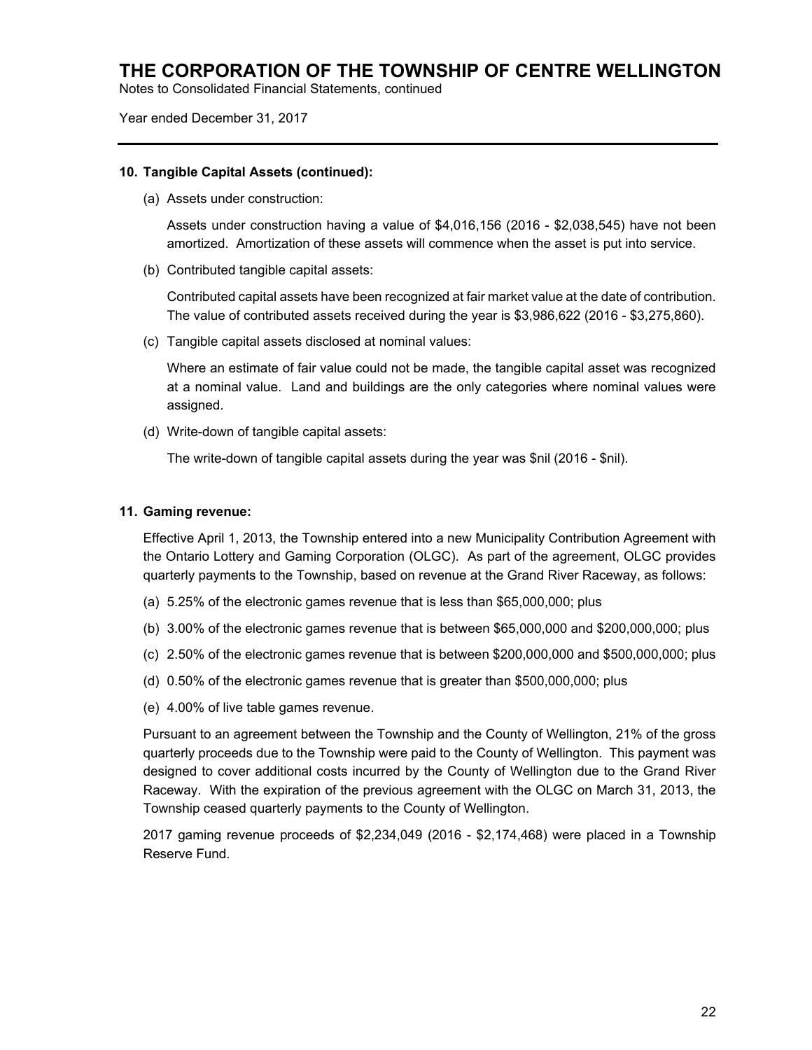# THE CORPORATION OF THE TOWNSHIP OF CENTRE WELLINGTON

Notes to Consolidated Financial Statements, continued

Year ended December 31, 2017

---

**10. Tangible Capital Assets (continued):**

(a) Assets under construction:

Assets under construction having a value of $4,016,156 (2016 - $2,038,545) have not been amortized. Amortization of these assets will commence when the asset is put into service.

(b) Contributed tangible capital assets:

Contributed capital assets have been recognized at fair market value at the date of contribution. The value of contributed assets received during the year is $3,986,622 (2016 - $3,275,860).

(c) Tangible capital assets disclosed at nominal values:

Where an estimate of fair value could not be made, the tangible capital asset was recognized at a nominal value. Land and buildings are the only categories where nominal values were assigned.

(d) Write-down of tangible capital assets:

The write-down of tangible capital assets during the year was $nil (2016 - $nil).

**11. Gaming revenue:**

Effective April 1, 2013, the Township entered into a new Municipality Contribution Agreement with the Ontario Lottery and Gaming Corporation (OLGC). As part of the agreement, OLGC provides quarterly payments to the Township, based on revenue at the Grand River Raceway, as follows:

(a) 5.25% of the electronic games revenue that is less than $65,000,000; plus

(b) 3.00% of the electronic games revenue that is between $65,000,000 and $200,000,000; plus

(c) 2.50% of the electronic games revenue that is between $200,000,000 and $500,000,000; plus

(d) 0.50% of the electronic games revenue that is greater than $500,000,000; plus

(e) 4.00% of live table games revenue.

Pursuant to an agreement between the Township and the County of Wellington, 21% of the gross quarterly proceeds due to the Township were paid to the County of Wellington. This payment was designed to cover additional costs incurred by the County of Wellington due to the Grand River Raceway. With the expiration of the previous agreement with the OLGC on March 31, 2013, the Township ceased quarterly payments to the County of Wellington.

2017 gaming revenue proceeds of $2,234,049 (2016 - $2,174,468) were placed in a Township Reserve Fund.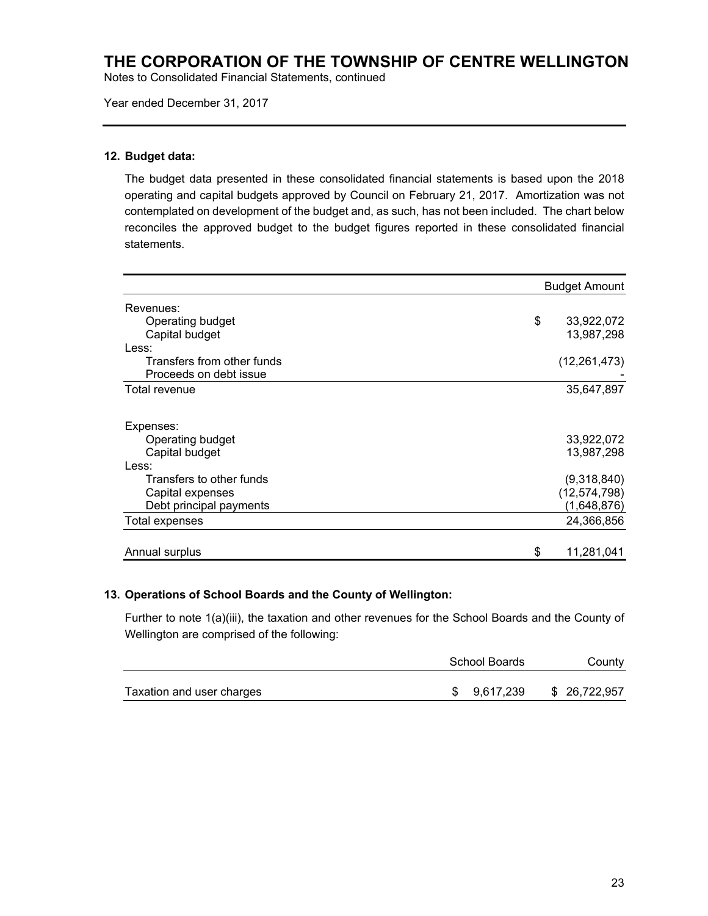# THE CORPORATION OF THE TOWNSHIP OF CENTRE WELLINGTON

Notes to Consolidated Financial Statements, continued

Year ended December 31, 2017

## 12. Budget data:

The budget data presented in these consolidated financial statements is based upon the 2018 operating and capital budgets approved by Council on February 21, 2017. Amortization was not contemplated on development of the budget and, as such, has not been included. The chart below reconciles the approved budget to the budget figures reported in these consolidated financial statements.

| | Budget Amount |
|---|---|
| Revenues: | |
| Operating budget | $ 33,922,072 |
| Capital budget | 13,987,298 |
| Less: | |
| Transfers from other funds | (12,261,473) |
| Proceeds on debt issue | - |
| Total revenue | 35,647,897 |
| | |
| Expenses: | |
| Operating budget | 33,922,072 |
| Capital budget | 13,987,298 |
| Less: | |
| Transfers to other funds | (9,318,840) |
| Capital expenses | (12,574,798) |
| Debt principal payments | (1,648,876) |
| Total expenses | 24,366,856 |
| | |
| Annual surplus | $ 11,281,041 |

## 13. Operations of School Boards and the County of Wellington:

Further to note 1(a)(iii), the taxation and other revenues for the School Boards and the County of Wellington are comprised of the following:

| | School Boards | County |
|---|---|---|
| Taxation and user charges | $ 9,617,239 | $ 26,722,957 |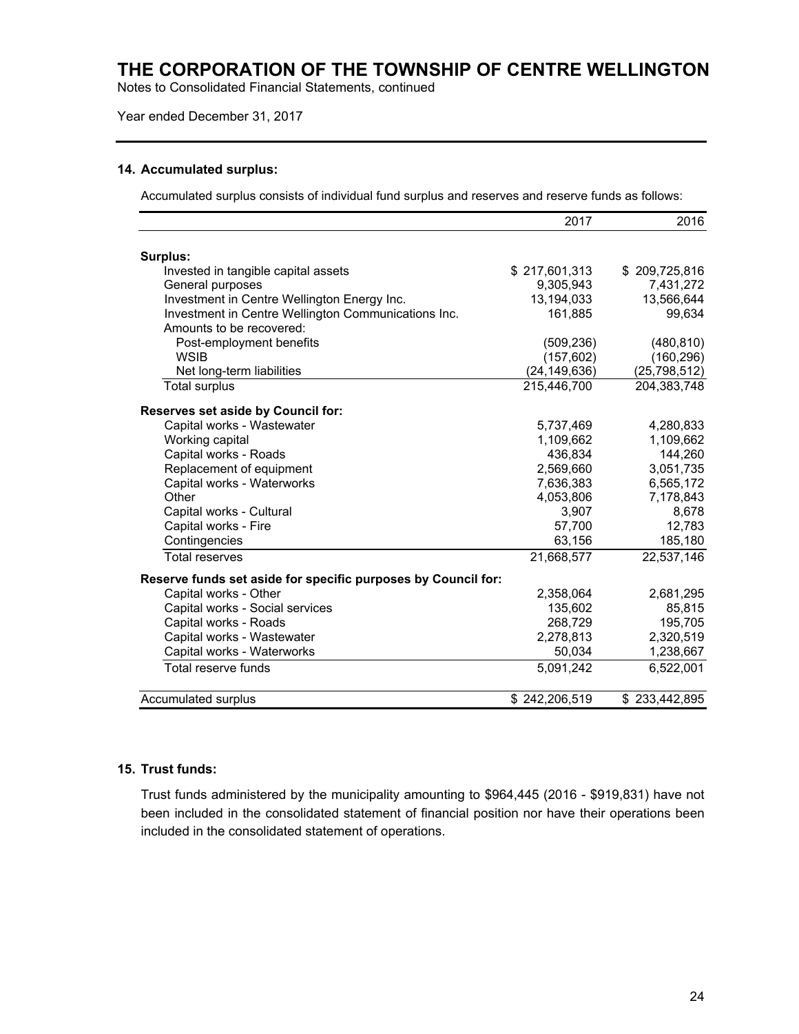# THE CORPORATION OF THE TOWNSHIP OF CENTRE WELLINGTON

Notes to Consolidated Financial Statements, continued

Year ended December 31, 2017

### 14. Accumulated surplus:

Accumulated surplus consists of individual fund surplus and reserves and reserve funds as follows:

| | 2017 | 2016 |
|---|---|---|
| **Surplus:** | | |
| Invested in tangible capital assets | $ 217,601,313 | $ 209,725,816 |
| General purposes | 9,305,943 | 7,431,272 |
| Investment in Centre Wellington Energy Inc. | 13,194,033 | 13,566,644 |
| Investment in Centre Wellington Communications Inc. | 161,885 | 99,634 |
| Amounts to be recovered: | | |
| Post-employment benefits | (509,236) | (480,810) |
| WSIB | (157,602) | (160,296) |
| Net long-term liabilities | (24,149,636) | (25,798,512) |
| Total surplus | 215,446,700 | 204,383,748 |
| **Reserves set aside by Council for:** | | |
| Capital works - Wastewater | 5,737,469 | 4,280,833 |
| Working capital | 1,109,662 | 1,109,662 |
| Capital works - Roads | 436,834 | 144,260 |
| Replacement of equipment | 2,569,660 | 3,051,735 |
| Capital works - Waterworks | 7,636,383 | 6,565,172 |
| Other | 4,053,806 | 7,178,843 |
| Capital works - Cultural | 3,907 | 8,678 |
| Capital works - Fire | 57,700 | 12,783 |
| Contingencies | 63,156 | 185,180 |
| Total reserves | 21,668,577 | 22,537,146 |
| **Reserve funds set aside for specific purposes by Council for:** | | |
| Capital works - Other | 2,358,064 | 2,681,295 |
| Capital works - Social services | 135,602 | 85,815 |
| Capital works - Roads | 268,729 | 195,705 |
| Capital works - Wastewater | 2,278,813 | 2,320,519 |
| Capital works - Waterworks | 50,034 | 1,238,667 |
| Total reserve funds | 5,091,242 | 6,522,001 |
| Accumulated surplus | $ 242,206,519 | $ 233,442,895 |

### 15. Trust funds:

Trust funds administered by the municipality amounting to $964,445 (2016 - $919,831) have not been included in the consolidated statement of financial position nor have their operations been included in the consolidated statement of operations.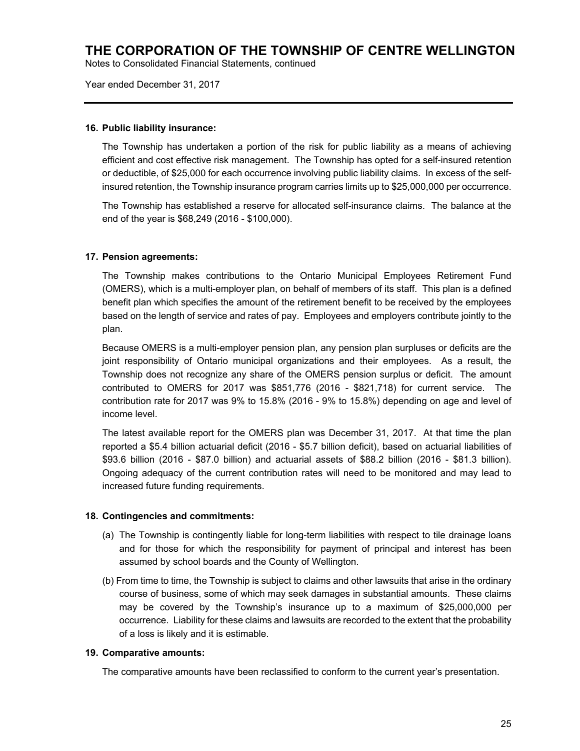### 16. Public liability insurance:

The Township has undertaken a portion of the risk for public liability as a means of achieving efficient and cost effective risk management. The Township has opted for a self-insured retention or deductible, of $25,000 for each occurrence involving public liability claims. In excess of the self-insured retention, the Township insurance program carries limits up to $25,000,000 per occurrence.

The Township has established a reserve for allocated self-insurance claims. The balance at the end of the year is $68,249 (2016 - $100,000).

### 17. Pension agreements:

The Township makes contributions to the Ontario Municipal Employees Retirement Fund (OMERS), which is a multi-employer plan, on behalf of members of its staff. This plan is a defined benefit plan which specifies the amount of the retirement benefit to be received by the employees based on the length of service and rates of pay. Employees and employers contribute jointly to the plan.

Because OMERS is a multi-employer pension plan, any pension plan surpluses or deficits are the joint responsibility of Ontario municipal organizations and their employees. As a result, the Township does not recognize any share of the OMERS pension surplus or deficit. The amount contributed to OMERS for 2017 was $851,776 (2016 - $821,718) for current service. The contribution rate for 2017 was 9% to 15.8% (2016 - 9% to 15.8%) depending on age and level of income level.

The latest available report for the OMERS plan was December 31, 2017. At that time the plan reported a $5.4 billion actuarial deficit (2016 - $5.7 billion deficit), based on actuarial liabilities of $93.6 billion (2016 - $87.0 billion) and actuarial assets of $88.2 billion (2016 - $81.3 billion). Ongoing adequacy of the current contribution rates will need to be monitored and may lead to increased future funding requirements.

### 18. Contingencies and commitments:

(a) The Township is contingently liable for long-term liabilities with respect to tile drainage loans and for those for which the responsibility for payment of principal and interest has been assumed by school boards and the County of Wellington.

(b) From time to time, the Township is subject to claims and other lawsuits that arise in the ordinary course of business, some of which may seek damages in substantial amounts. These claims may be covered by the Township's insurance up to a maximum of $25,000,000 per occurrence. Liability for these claims and lawsuits are recorded to the extent that the probability of a loss is likely and it is estimable.

### 19. Comparative amounts:

The comparative amounts have been reclassified to conform to the current year's presentation.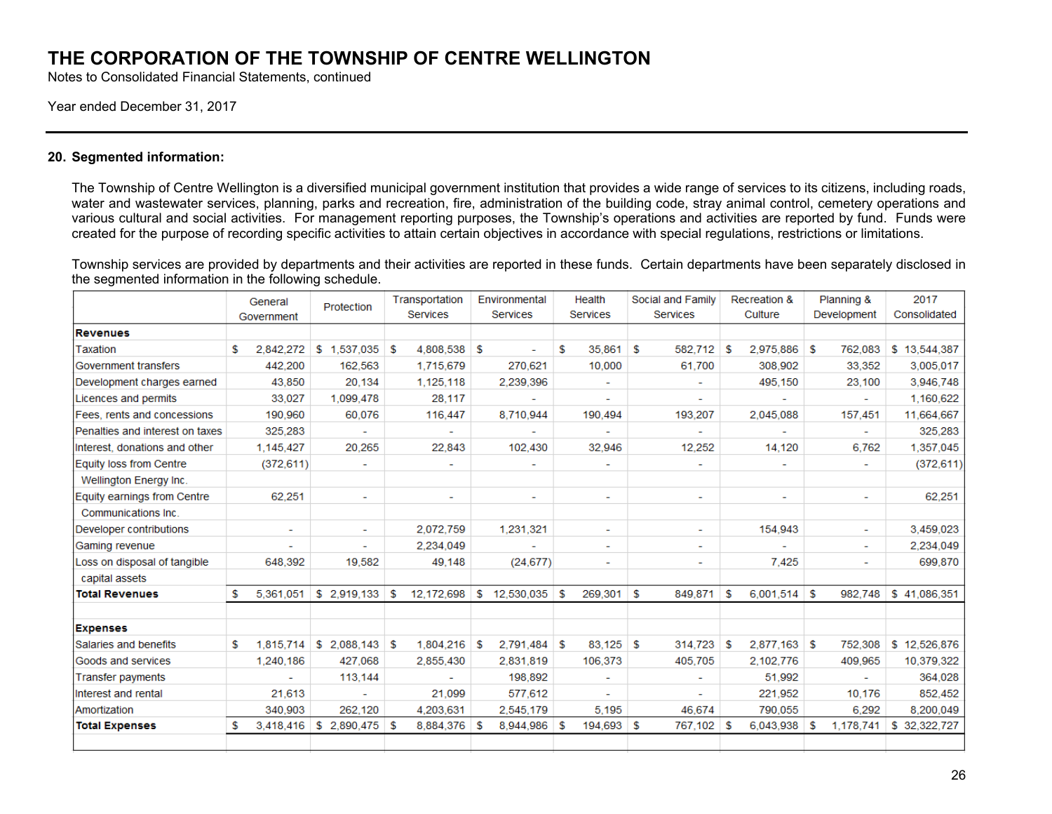# THE CORPORATION OF THE TOWNSHIP OF CENTRE WELLINGTON

Notes to Consolidated Financial Statements, continued

Year ended December 31, 2017

## 20. Segmented information:

The Township of Centre Wellington is a diversified municipal government institution that provides a wide range of services to its citizens, including roads, water and wastewater services, planning, parks and recreation, fire, administration of the building code, stray animal control, cemetery operations and various cultural and social activities. For management reporting purposes, the Township's operations and activities are reported by fund. Funds were created for the purpose of recording specific activities to attain certain objectives in accordance with special regulations, restrictions or limitations.

Township services are provided by departments and their activities are reported in these funds. Certain departments have been separately disclosed in the segmented information in the following schedule.

| | General Government | Protection | Transportation Services | Environmental Services | Health Services | Social and Family Services | Recreation & Culture | Planning & Development | 2017 Consolidated |
|---|---|---|---|---|---|---|---|---|---|
| **Revenues** | | | | | | | | | |
| Taxation | $ 2,842,272 | $ 1,537,035 | $ 4,808,538 | $ - | $ 35,861 | $ 582,712 | $ 2,975,886 | $ 762,083 | $ 13,544,387 |
| Government transfers | 442,200 | 162,563 | 1,715,679 | 270,621 | 10,000 | 61,700 | 308,902 | 33,352 | 3,005,017 |
| Development charges earned | 43,850 | 20,134 | 1,125,118 | 2,239,396 | - | - | 495,150 | 23,100 | 3,946,748 |
| Licences and permits | 33,027 | 1,099,478 | 28,117 | - | - | - | - | - | 1,160,622 |
| Fees, rents and concessions | 190,960 | 60,076 | 116,447 | 8,710,944 | 190,494 | 193,207 | 2,045,088 | 157,451 | 11,664,667 |
| Penalties and interest on taxes | 325,283 | - | - | - | - | - | - | - | 325,283 |
| Interest, donations and other | 1,145,427 | 20,265 | 22,843 | 102,430 | 32,946 | 12,252 | 14,120 | 6,762 | 1,357,045 |
| Equity loss from Centre Wellington Energy Inc. | (372,611) | - | - | - | - | - | - | - | (372,611) |
| Equity earnings from Centre Communications Inc. | 62,251 | - | - | - | - | - | - | - | 62,251 |
| Developer contributions | - | - | 2,072,759 | 1,231,321 | - | - | 154,943 | - | 3,459,023 |
| Gaming revenue | - | - | 2,234,049 | - | - | - | - | - | 2,234,049 |
| Loss on disposal of tangible capital assets | 648,392 | 19,582 | 49,148 | (24,677) | - | - | 7,425 | - | 699,870 |
| **Total Revenues** | $ 5,361,051 | $ 2,919,133 | $ 12,172,698 | $ 12,530,035 | $ 269,301 | $ 849,871 | $ 6,001,514 | $ 982,748 | $ 41,086,351 |
| | | | | | | | | | |
| **Expenses** | | | | | | | | | |
| Salaries and benefits | $ 1,815,714 | $ 2,088,143 | $ 1,804,216 | $ 2,791,484 | $ 83,125 | $ 314,723 | $ 2,877,163 | $ 752,308 | $ 12,526,876 |
| Goods and services | 1,240,186 | 427,068 | 2,855,430 | 2,831,819 | 106,373 | 405,705 | 2,102,776 | 409,965 | 10,379,322 |
| Transfer payments | - | 113,144 | - | 198,892 | - | - | 51,992 | - | 364,028 |
| Interest and rental | 21,613 | - | 21,099 | 577,612 | - | - | 221,952 | 10,176 | 852,452 |
| Amortization | 340,903 | 262,120 | 4,203,631 | 2,545,179 | 5,195 | 46,674 | 790,055 | 6,292 | 8,200,049 |
| **Total Expenses** | $ 3,418,416 | $ 2,890,475 | $ 8,884,376 | $ 8,944,986 | $ 194,693 | $ 767,102 | $ 6,043,938 | $ 1,178,741 | $ 32,322,727 |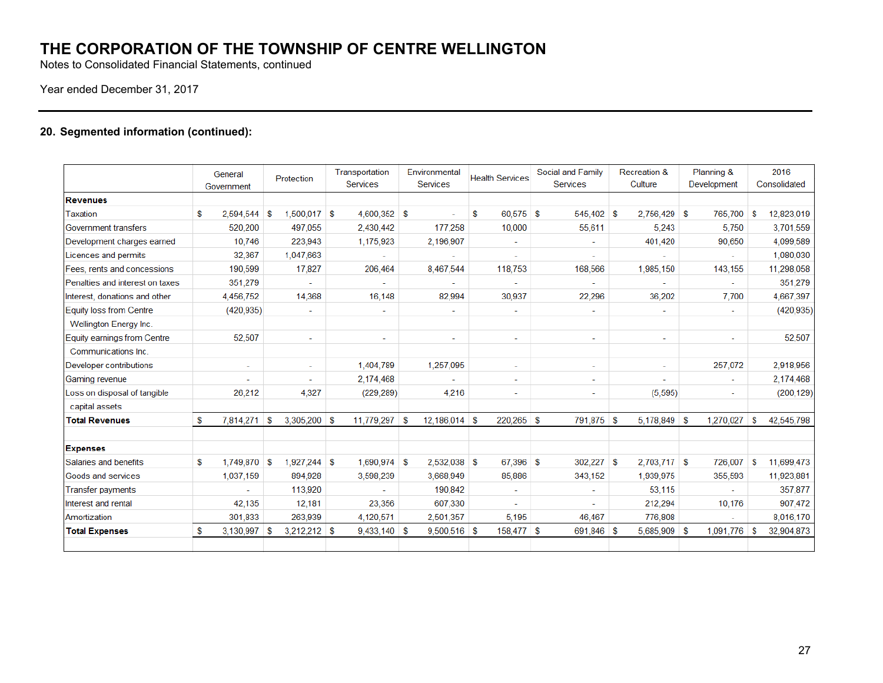# THE CORPORATION OF THE TOWNSHIP OF CENTRE WELLINGTON

Notes to Consolidated Financial Statements, continued

Year ended December 31, 2017

## 20. Segmented information (continued):

| | General Government | Protection | Transportation Services | Environmental Services | Health Services | Social and Family Services | Recreation & Culture | Planning & Development | 2016 Consolidated |
|---|---|---|---|---|---|---|---|---|---|
| **Revenues** | | | | | | | | | |
| Taxation | $ 2,594,544 | $ 1,500,017 | $ 4,600,352 | $ - | $ 60,575 | $ 545,402 | $ 2,756,429 | $ 765,700 | $ 12,823,019 |
| Government transfers | 520,200 | 497,055 | 2,430,442 | 177,258 | 10,000 | 55,611 | 5,243 | 5,750 | 3,701,559 |
| Development charges earned | 10,746 | 223,943 | 1,175,923 | 2,196,907 | - | - | 401,420 | 90,650 | 4,099,589 |
| Licences and permits | 32,367 | 1,047,663 | - | - | - | - | - | - | 1,080,030 |
| Fees, rents and concessions | 190,599 | 17,827 | 206,464 | 8,467,544 | 118,753 | 168,566 | 1,985,150 | 143,155 | 11,298,058 |
| Penalties and interest on taxes | 351,279 | - | - | - | - | - | - | - | 351,279 |
| Interest, donations and other | 4,456,752 | 14,368 | 16,148 | 82,994 | 30,937 | 22,296 | 36,202 | 7,700 | 4,667,397 |
| Equity loss from Centre Wellington Energy Inc. | (420,935) | - | - | - | - | - | - | - | (420,935) |
| Equity earnings from Centre Communications Inc. | 52,507 | - | - | - | - | - | - | - | 52,507 |
| Developer contributions | - | - | 1,404,789 | 1,257,095 | - | - | - | 257,072 | 2,918,956 |
| Gaming revenue | - | - | 2,174,468 | - | - | - | - | - | 2,174,468 |
| Loss on disposal of tangible capital assets | 26,212 | 4,327 | (229,289) | 4,216 | - | - | (5,595) | - | (200,129) |
| **Total Revenues** | $ 7,814,271 | $ 3,305,200 | $ 11,779,297 | $ 12,186,014 | $ 220,265 | $ 791,875 | $ 5,178,849 | $ 1,270,027 | $ 42,545,798 |
| | | | | | | | | | |
| **Expenses** | | | | | | | | | |
| Salaries and benefits | $ 1,749,870 | $ 1,927,244 | $ 1,690,974 | $ 2,532,038 | $ 67,396 | $ 302,227 | $ 2,703,717 | $ 726,007 | $ 11,699,473 |
| Goods and services | 1,037,159 | 894,928 | 3,598,239 | 3,668,949 | 85,886 | 343,152 | 1,939,975 | 355,593 | 11,923,881 |
| Transfer payments | - | 113,920 | - | 190,842 | - | - | 53,115 | - | 357,877 |
| Interest and rental | 42,135 | 12,181 | 23,356 | 607,330 | - | - | 212,294 | 10,176 | 907,472 |
| Amortization | 301,833 | 263,939 | 4,120,571 | 2,501,357 | 5,195 | 46,467 | 776,808 | - | 8,016,170 |
| **Total Expenses** | $ 3,130,997 | $ 3,212,212 | $ 9,433,140 | $ 9,500,516 | $ 158,477 | $ 691,846 | $ 5,685,909 | $ 1,091,776 | $ 32,904,873 |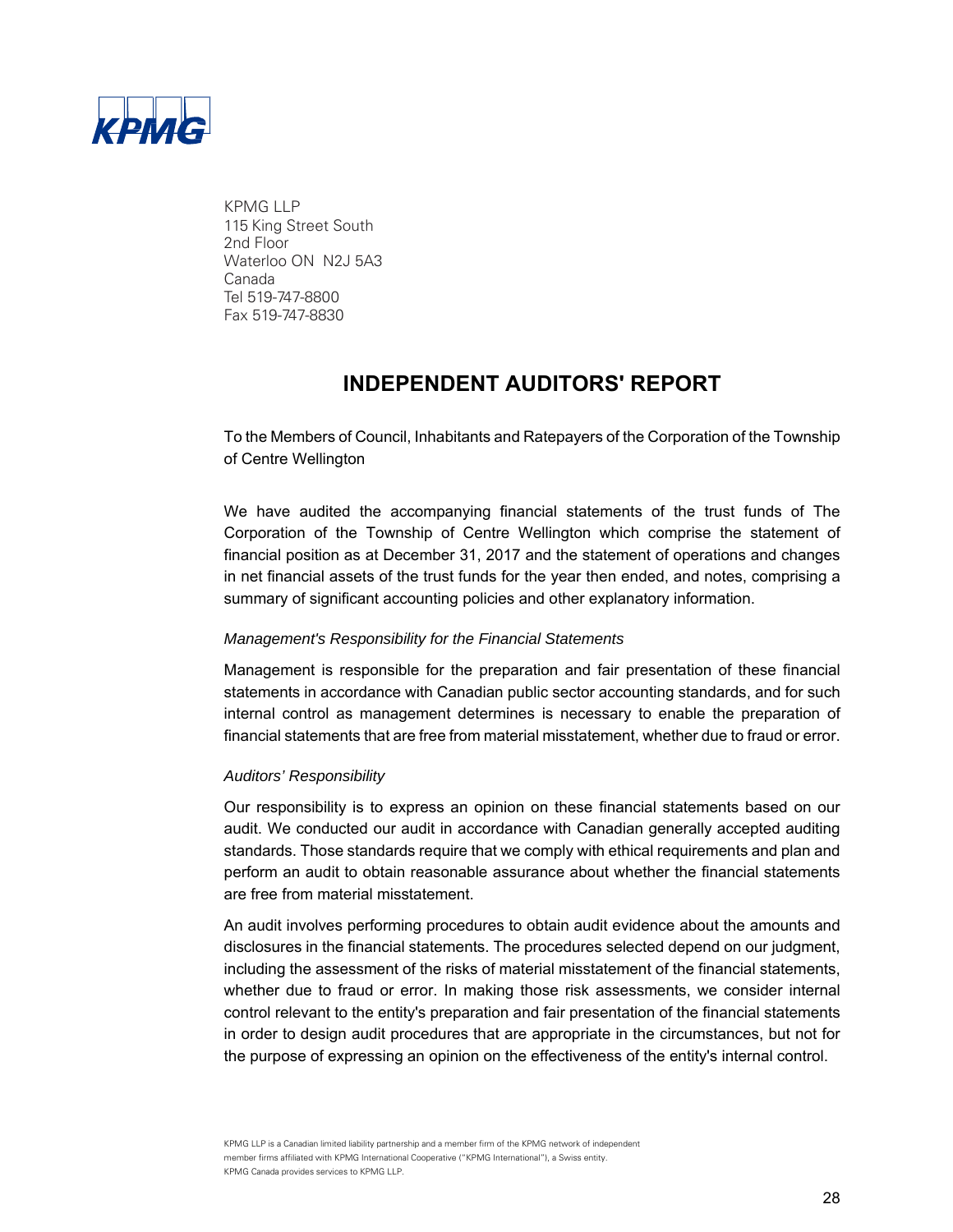KPMG LLP
115 King Street South
2nd Floor
Waterloo ON N2J 5A3
Canada
Tel 519-747-8800
Fax 519-747-8830

# INDEPENDENT AUDITORS' REPORT

To the Members of Council, Inhabitants and Ratepayers of the Corporation of the Township of Centre Wellington

We have audited the accompanying financial statements of the trust funds of The Corporation of the Township of Centre Wellington which comprise the statement of financial position as at December 31, 2017 and the statement of operations and changes in net financial assets of the trust funds for the year then ended, and notes, comprising a summary of significant accounting policies and other explanatory information.

*Management's Responsibility for the Financial Statements*

Management is responsible for the preparation and fair presentation of these financial statements in accordance with Canadian public sector accounting standards, and for such internal control as management determines is necessary to enable the preparation of financial statements that are free from material misstatement, whether due to fraud or error.

*Auditors' Responsibility*

Our responsibility is to express an opinion on these financial statements based on our audit. We conducted our audit in accordance with Canadian generally accepted auditing standards. Those standards require that we comply with ethical requirements and plan and perform an audit to obtain reasonable assurance about whether the financial statements are free from material misstatement.

An audit involves performing procedures to obtain audit evidence about the amounts and disclosures in the financial statements. The procedures selected depend on our judgment, including the assessment of the risks of material misstatement of the financial statements, whether due to fraud or error. In making those risk assessments, we consider internal control relevant to the entity's preparation and fair presentation of the financial statements in order to design audit procedures that are appropriate in the circumstances, but not for the purpose of expressing an opinion on the effectiveness of the entity's internal control.

KPMG LLP is a Canadian limited liability partnership and a member firm of the KPMG network of independent member firms affiliated with KPMG International Cooperative ("KPMG International"), a Swiss entity. KPMG Canada provides services to KPMG LLP.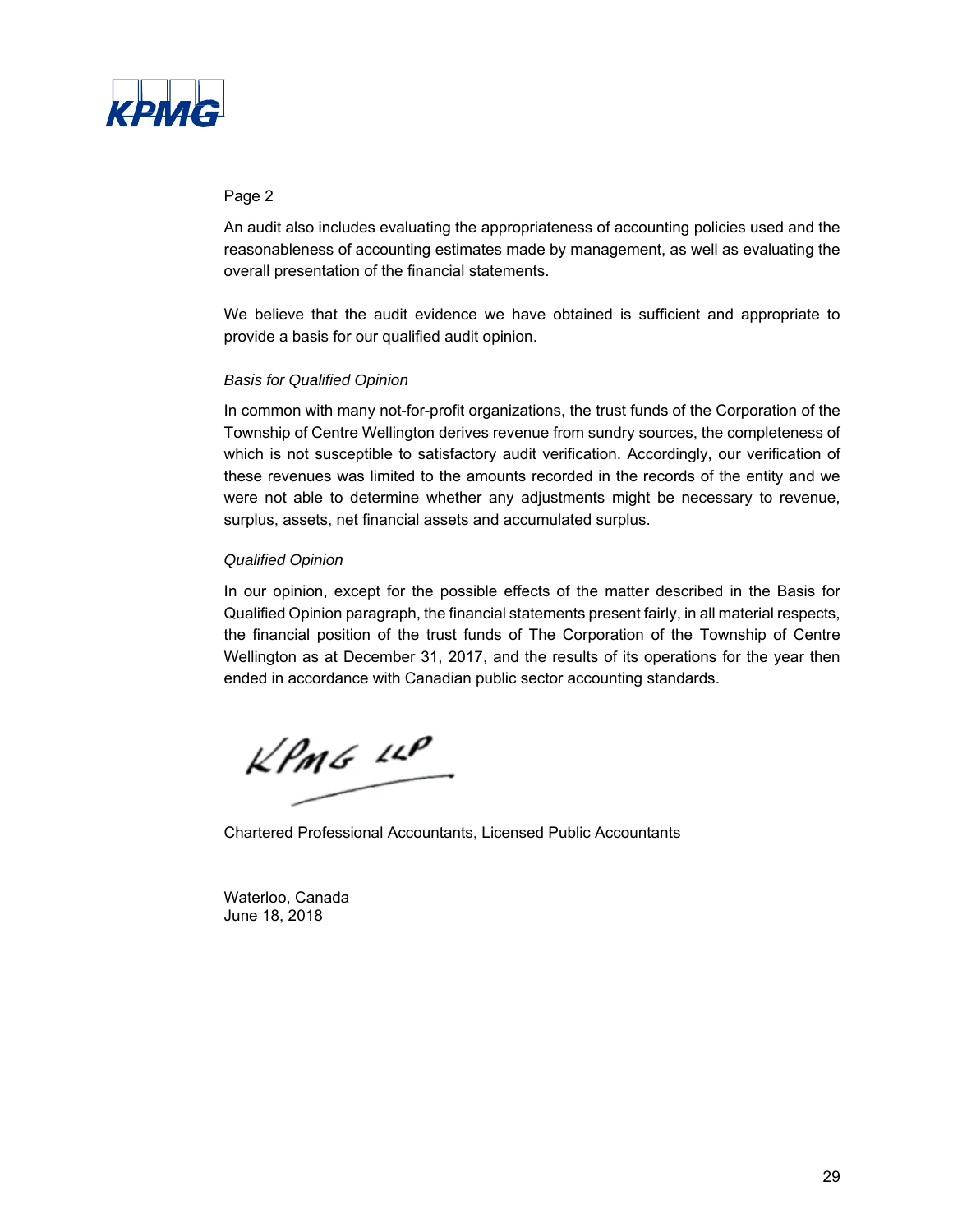Page 2

An audit also includes evaluating the appropriateness of accounting policies used and the reasonableness of accounting estimates made by management, as well as evaluating the overall presentation of the financial statements.

We believe that the audit evidence we have obtained is sufficient and appropriate to provide a basis for our qualified audit opinion.

*Basis for Qualified Opinion*

In common with many not-for-profit organizations, the trust funds of the Corporation of the Township of Centre Wellington derives revenue from sundry sources, the completeness of which is not susceptible to satisfactory audit verification. Accordingly, our verification of these revenues was limited to the amounts recorded in the records of the entity and we were not able to determine whether any adjustments might be necessary to revenue, surplus, assets, net financial assets and accumulated surplus.

*Qualified Opinion*

In our opinion, except for the possible effects of the matter described in the Basis for Qualified Opinion paragraph, the financial statements present fairly, in all material respects, the financial position of the trust funds of The Corporation of the Township of Centre Wellington as at December 31, 2017, and the results of its operations for the year then ended in accordance with Canadian public sector accounting standards.

KPMG LLP

Chartered Professional Accountants, Licensed Public Accountants

Waterloo, Canada
June 18, 2018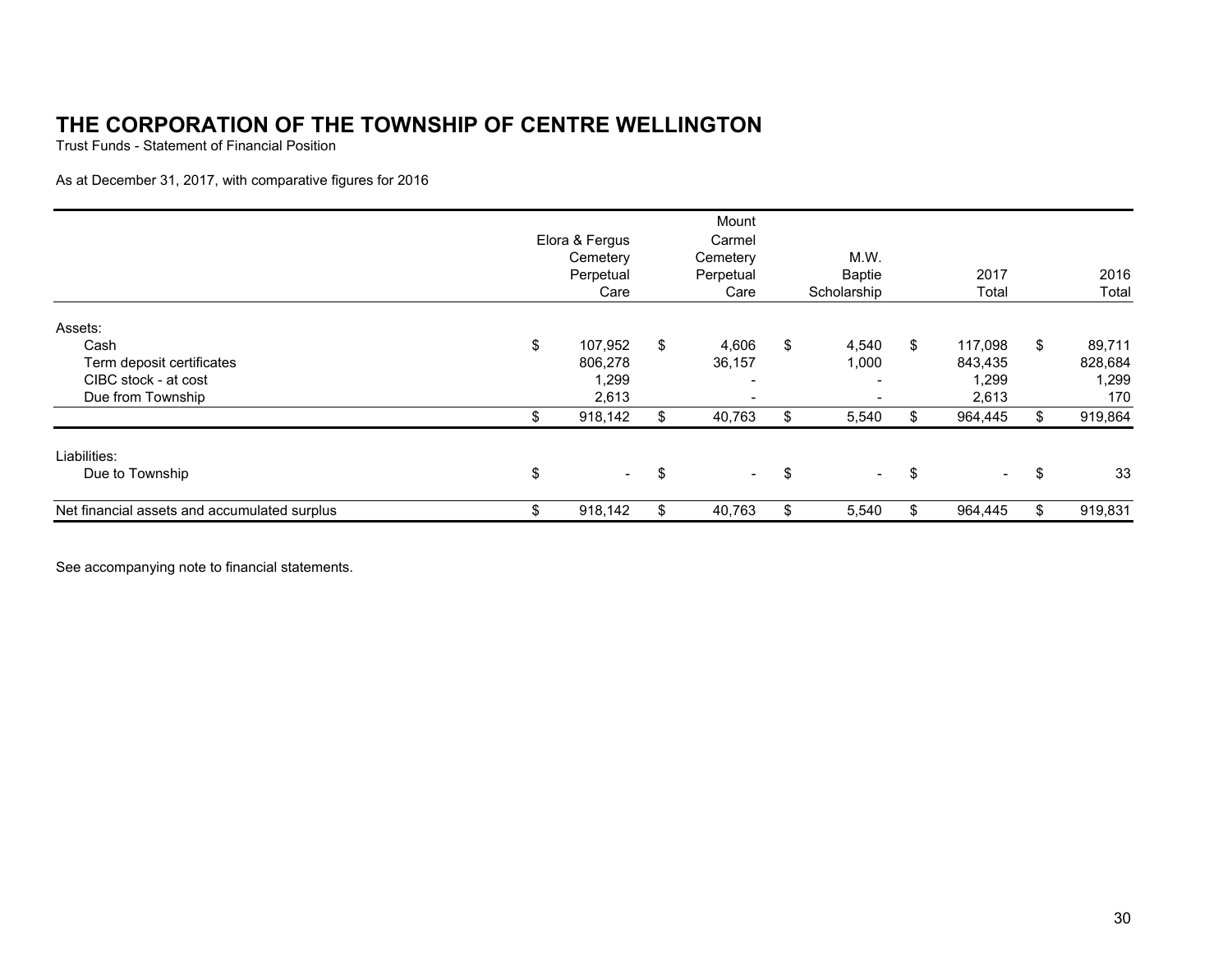# THE CORPORATION OF THE TOWNSHIP OF CENTRE WELLINGTON

Trust Funds - Statement of Financial Position

As at December 31, 2017, with comparative figures for 2016

| | Elora & Fergus Cemetery Perpetual Care | Mount Carmel Cemetery Perpetual Care | M.W. Baptie Scholarship | 2017 Total | 2016 Total |
|---|---|---|---|---|---|
| Assets: | | | | | |
| Cash | $ 107,952 | $ 4,606 | $ 4,540 | $ 117,098 | $ 89,711 |
| Term deposit certificates | 806,278 | 36,157 | 1,000 | 843,435 | 828,684 |
| CIBC stock - at cost | 1,299 | - | - | 1,299 | 1,299 |
| Due from Township | 2,613 | - | - | 2,613 | 170 |
| | $ 918,142 | $ 40,763 | $ 5,540 | $ 964,445 | $ 919,864 |
| Liabilities: | | | | | |
| Due to Township | $ - | $ - | $ - | $ - | $ 33 |
| Net financial assets and accumulated surplus | $ 918,142 | $ 40,763 | $ 5,540 | $ 964,445 | $ 919,831 |

See accompanying note to financial statements.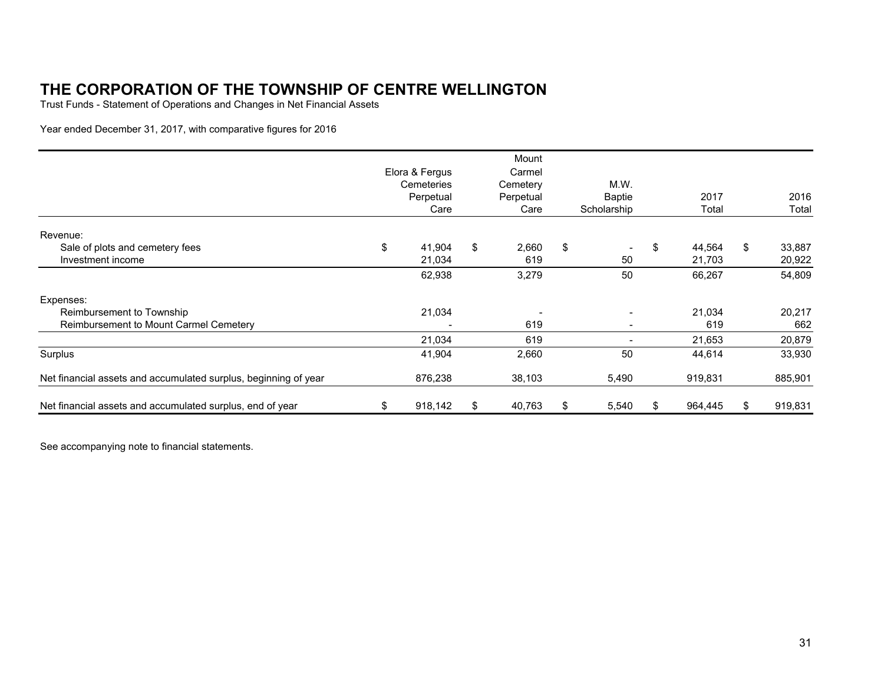# THE CORPORATION OF THE TOWNSHIP OF CENTRE WELLINGTON

Trust Funds - Statement of Operations and Changes in Net Financial Assets

Year ended December 31, 2017, with comparative figures for 2016

| | Elora & Fergus Cemeteries Perpetual Care | Mount Carmel Cemetery Perpetual Care | M.W. Baptie Scholarship | 2017 Total | 2016 Total |
|---|---|---|---|---|---|
| Revenue: | | | | | |
| Sale of plots and cemetery fees | $ 41,904 | $ 2,660 | $ - | $ 44,564 | $ 33,887 |
| Investment income | 21,034 | 619 | 50 | 21,703 | 20,922 |
| | 62,938 | 3,279 | 50 | 66,267 | 54,809 |
| Expenses: | | | | | |
| Reimbursement to Township | 21,034 | - | - | 21,034 | 20,217 |
| Reimbursement to Mount Carmel Cemetery | - | 619 | - | 619 | 662 |
| | 21,034 | 619 | - | 21,653 | 20,879 |
| Surplus | 41,904 | 2,660 | 50 | 44,614 | 33,930 |
| Net financial assets and accumulated surplus, beginning of year | 876,238 | 38,103 | 5,490 | 919,831 | 885,901 |
| Net financial assets and accumulated surplus, end of year | $ 918,142 | $ 40,763 | $ 5,540 | $ 964,445 | $ 919,831 |

See accompanying note to financial statements.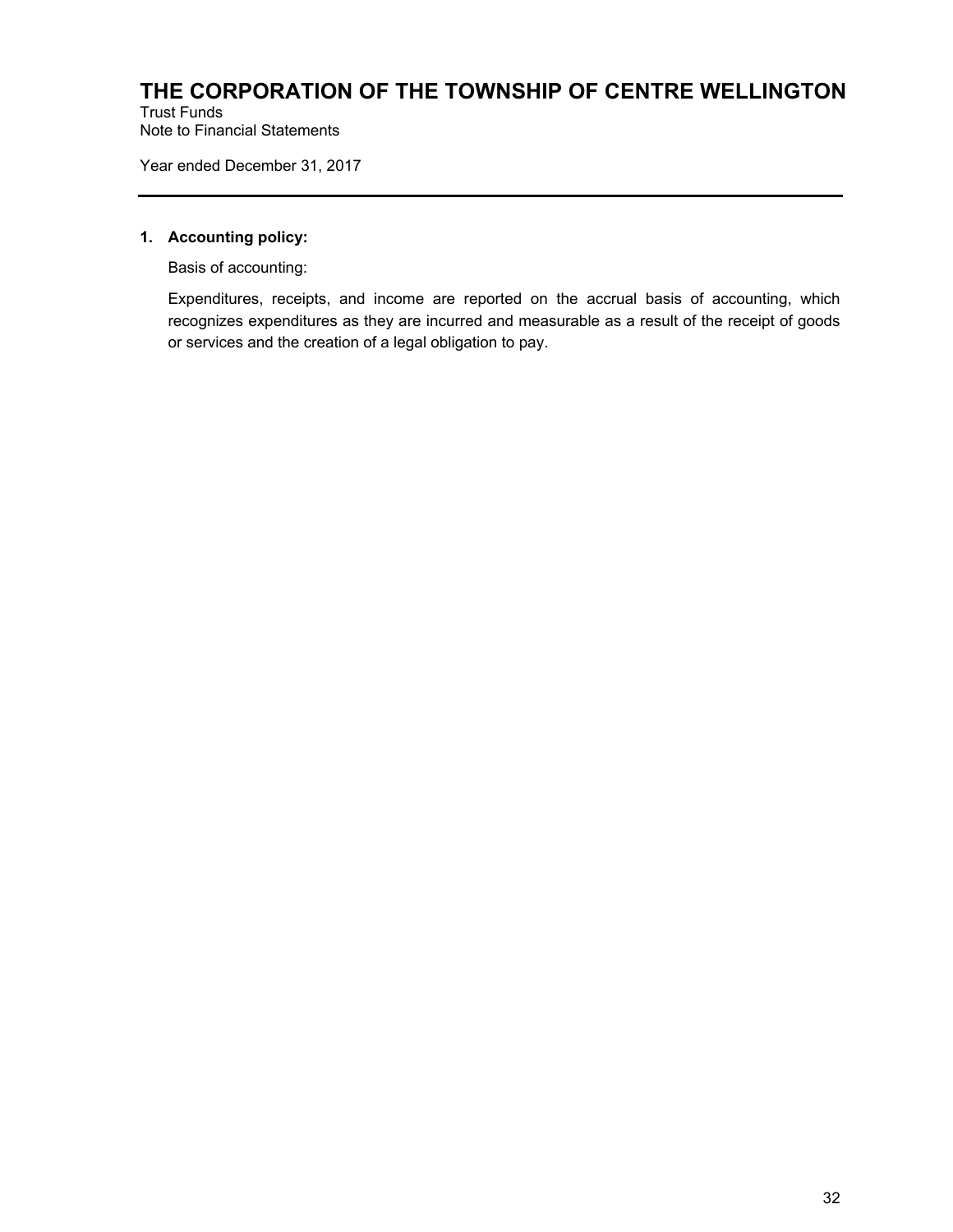# THE CORPORATION OF THE TOWNSHIP OF CENTRE WELLINGTON

Trust Funds
Note to Financial Statements

Year ended December 31, 2017

**1. Accounting policy:**

Basis of accounting:

Expenditures, receipts, and income are reported on the accrual basis of accounting, which recognizes expenditures as they are incurred and measurable as a result of the receipt of goods or services and the creation of a legal obligation to pay.